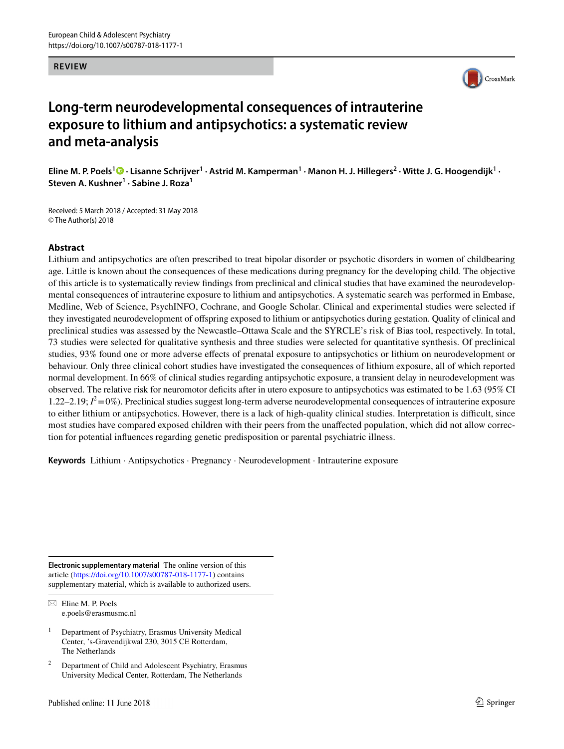REVIEW

# Long-term neurodevelopmental consequences of intrauterine exposure to lithium and antipsychotics: a systematic review and meta-analysis

**Eline M. P. Poels[1] · Lisanne Schrijver[1] · Astrid M. Kamperman[1] · Manon H. J. Hillegers[2] · Witte J. G. Hoogendijk[1] · Steven A. Kushner[1] · Sabine J. Roza[1]**

Received: 5 March 2018 / Accepted: 31 May 2018
© The Author(s) 2018

## Abstract

Lithium and antipsychotics are often prescribed to treat bipolar disorder or psychotic disorders in women of childbearing age. Little is known about the consequences of these medications during pregnancy for the developing child. The objective of this article is to systematically review findings from preclinical and clinical studies that have examined the neurodevelopmental consequences of intrauterine exposure to lithium and antipsychotics. A systematic search was performed in Embase, Medline, Web of Science, PsychINFO, Cochrane, and Google Scholar. Clinical and experimental studies were selected if they investigated neurodevelopment of offspring exposed to lithium or antipsychotics during gestation. Quality of clinical and preclinical studies was assessed by the Newcastle–Ottawa Scale and the SYRCLE's risk of Bias tool, respectively. In total, 73 studies were selected for qualitative synthesis and three studies were selected for quantitative synthesis. Of preclinical studies, 93% found one or more adverse effects of prenatal exposure to antipsychotics or lithium on neurodevelopment or behaviour. Only three clinical cohort studies have investigated the consequences of lithium exposure, all of which reported normal development. In 66% of clinical studies regarding antipsychotic exposure, a transient delay in neurodevelopment was observed. The relative risk for neuromotor deficits after in utero exposure to antipsychotics was estimated to be 1.63 (95% CI 1.22–2.19; $I^2 = 0\%$). Preclinical studies suggest long-term adverse neurodevelopmental consequences of intrauterine exposure to either lithium or antipsychotics. However, there is a lack of high-quality clinical studies. Interpretation is difficult, since most studies have compared exposed children with their peers from the unaffected population, which did not allow correction for potential influences regarding genetic predisposition or parental psychiatric illness.

**Keywords** Lithium · Antipsychotics · Pregnancy · Neurodevelopment · Intrauterine exposure

---

**Electronic supplementary material** The online version of this article (https://doi.org/10.1007/s00787-018-1177-1) contains supplementary material, which is available to authorized users.

✉ Eline M. P. Poels
e.poels@erasmusmc.nl

[1] Department of Psychiatry, Erasmus University Medical Center, 's-Gravendijkwal 230, 3015 CE Rotterdam, The Netherlands

[2] Department of Child and Adolescent Psychiatry, Erasmus University Medical Center, Rotterdam, The Netherlands

Published online: 11 June 2018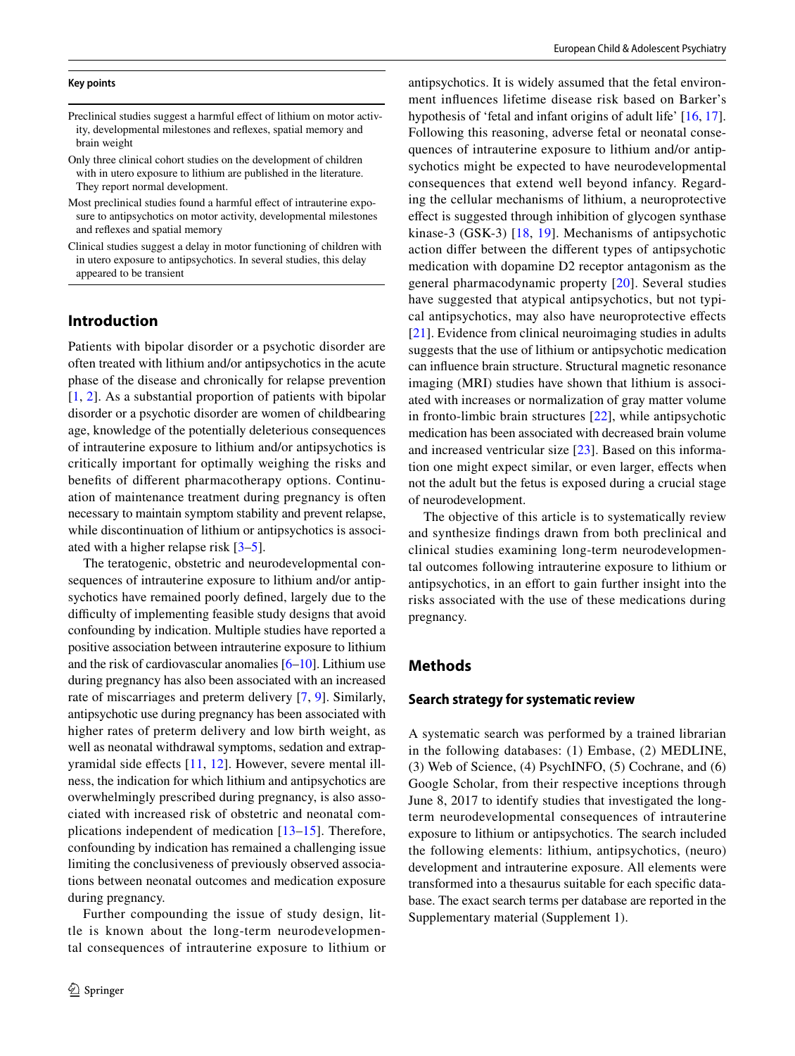**Key points**

Preclinical studies suggest a harmful effect of lithium on motor activity, developmental milestones and reflexes, spatial memory and brain weight

Only three clinical cohort studies on the development of children with in utero exposure to lithium are published in the literature. They report normal development.

Most preclinical studies found a harmful effect of intrauterine exposure to antipsychotics on motor activity, developmental milestones and reflexes and spatial memory

Clinical studies suggest a delay in motor functioning of children with in utero exposure to antipsychotics. In several studies, this delay appeared to be transient

## Introduction

Patients with bipolar disorder or a psychotic disorder are often treated with lithium and/or antipsychotics in the acute phase of the disease and chronically for relapse prevention [1, 2]. As a substantial proportion of patients with bipolar disorder or a psychotic disorder are women of childbearing age, knowledge of the potentially deleterious consequences of intrauterine exposure to lithium and/or antipsychotics is critically important for optimally weighing the risks and benefits of different pharmacotherapy options. Continuation of maintenance treatment during pregnancy is often necessary to maintain symptom stability and prevent relapse, while discontinuation of lithium or antipsychotics is associated with a higher relapse risk [3–5].

The teratogenic, obstetric and neurodevelopmental consequences of intrauterine exposure to lithium and/or antipsychotics have remained poorly defined, largely due to the difficulty of implementing feasible study designs that avoid confounding by indication. Multiple studies have reported a positive association between intrauterine exposure to lithium and the risk of cardiovascular anomalies [6–10]. Lithium use during pregnancy has also been associated with an increased rate of miscarriages and preterm delivery [7, 9]. Similarly, antipsychotic use during pregnancy has been associated with higher rates of preterm delivery and low birth weight, as well as neonatal withdrawal symptoms, sedation and extrapyramidal side effects [11, 12]. However, severe mental illness, the indication for which lithium and antipsychotics are overwhelmingly prescribed during pregnancy, is also associated with increased risk of obstetric and neonatal complications independent of medication [13–15]. Therefore, confounding by indication has remained a challenging issue limiting the conclusiveness of previously observed associations between neonatal outcomes and medication exposure during pregnancy.

Further compounding the issue of study design, little is known about the long-term neurodevelopmental consequences of intrauterine exposure to lithium or antipsychotics. It is widely assumed that the fetal environment influences lifetime disease risk based on Barker's hypothesis of 'fetal and infant origins of adult life' [16, 17]. Following this reasoning, adverse fetal or neonatal consequences of intrauterine exposure to lithium and/or antipsychotics might be expected to have neurodevelopmental consequences that extend well beyond infancy. Regarding the cellular mechanisms of lithium, a neuroprotective effect is suggested through inhibition of glycogen synthase kinase-3 (GSK-3) [18, 19]. Mechanisms of antipsychotic action differ between the different types of antipsychotic medication with dopamine D2 receptor antagonism as the general pharmacodynamic property [20]. Several studies have suggested that atypical antipsychotics, but not typical antipsychotics, may also have neuroprotective effects [21]. Evidence from clinical neuroimaging studies in adults suggests that the use of lithium or antipsychotic medication can influence brain structure. Structural magnetic resonance imaging (MRI) studies have shown that lithium is associated with increases or normalization of gray matter volume in fronto-limbic brain structures [22], while antipsychotic medication has been associated with decreased brain volume and increased ventricular size [23]. Based on this information one might expect similar, or even larger, effects when not the adult but the fetus is exposed during a crucial stage of neurodevelopment.

The objective of this article is to systematically review and synthesize findings drawn from both preclinical and clinical studies examining long-term neurodevelopmental outcomes following intrauterine exposure to lithium or antipsychotics, in an effort to gain further insight into the risks associated with the use of these medications during pregnancy.

## Methods

### Search strategy for systematic review

A systematic search was performed by a trained librarian in the following databases: (1) Embase, (2) MEDLINE, (3) Web of Science, (4) PsychINFO, (5) Cochrane, and (6) Google Scholar, from their respective inceptions through June 8, 2017 to identify studies that investigated the long-term neurodevelopmental consequences of intrauterine exposure to lithium or antipsychotics. The search included the following elements: lithium, antipsychotics, (neuro) development and intrauterine exposure. All elements were transformed into a thesaurus suitable for each specific database. The exact search terms per database are reported in the Supplementary material (Supplement 1).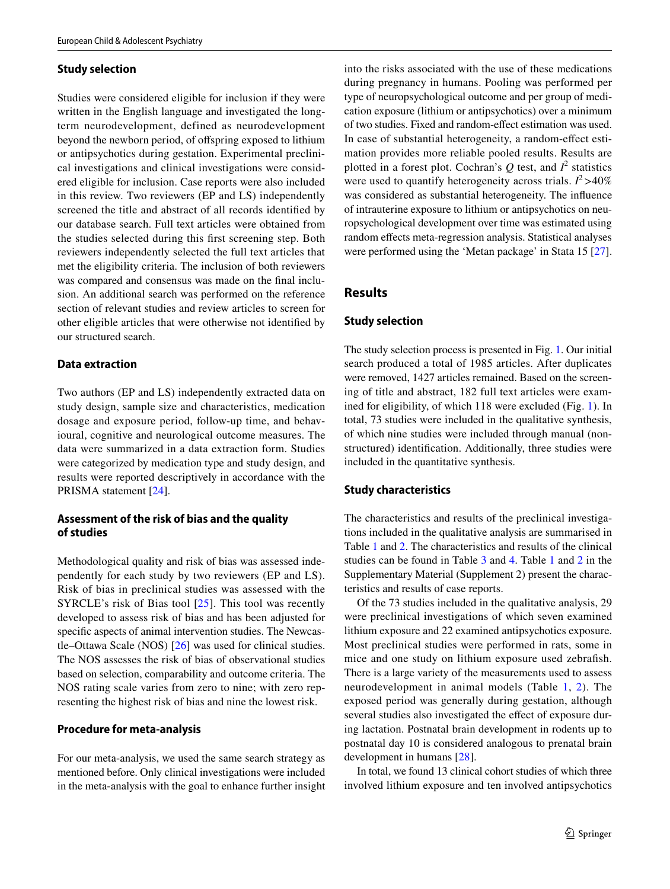### Study selection

Studies were considered eligible for inclusion if they were written in the English language and investigated the long-term neurodevelopment, defined as neurodevelopment beyond the newborn period, of offspring exposed to lithium or antipsychotics during gestation. Experimental preclinical investigations and clinical investigations were considered eligible for inclusion. Case reports were also included in this review. Two reviewers (EP and LS) independently screened the title and abstract of all records identified by our database search. Full text articles were obtained from the studies selected during this first screening step. Both reviewers independently selected the full text articles that met the eligibility criteria. The inclusion of both reviewers was compared and consensus was made on the final inclusion. An additional search was performed on the reference section of relevant studies and review articles to screen for other eligible articles that were otherwise not identified by our structured search.

### Data extraction

Two authors (EP and LS) independently extracted data on study design, sample size and characteristics, medication dosage and exposure period, follow-up time, and behavioural, cognitive and neurological outcome measures. The data were summarized in a data extraction form. Studies were categorized by medication type and study design, and results were reported descriptively in accordance with the PRISMA statement [24].

### Assessment of the risk of bias and the quality of studies

Methodological quality and risk of bias was assessed independently for each study by two reviewers (EP and LS). Risk of bias in preclinical studies was assessed with the SYRCLE's risk of Bias tool [25]. This tool was recently developed to assess risk of bias and has been adjusted for specific aspects of animal intervention studies. The Newcastle–Ottawa Scale (NOS) [26] was used for clinical studies. The NOS assesses the risk of bias of observational studies based on selection, comparability and outcome criteria. The NOS rating scale varies from zero to nine; with zero representing the highest risk of bias and nine the lowest risk.

### Procedure for meta-analysis

For our meta-analysis, we used the same search strategy as mentioned before. Only clinical investigations were included in the meta-analysis with the goal to enhance further insight into the risks associated with the use of these medications during pregnancy in humans. Pooling was performed per type of neuropsychological outcome and per group of medication exposure (lithium or antipsychotics) over a minimum of two studies. Fixed and random-effect estimation was used. In case of substantial heterogeneity, a random-effect estimation provides more reliable pooled results. Results are plotted in a forest plot. Cochran's $Q$ test, and $I^2$ statistics were used to quantify heterogeneity across trials. $I^2 > 40\%$ was considered as substantial heterogeneity. The influence of intrauterine exposure to lithium or antipsychotics on neuropsychological development over time was estimated using random effects meta-regression analysis. Statistical analyses were performed using the 'Metan package' in Stata 15 [27].

## Results

### Study selection

The study selection process is presented in Fig. 1. Our initial search produced a total of 1985 articles. After duplicates were removed, 1427 articles remained. Based on the screening of title and abstract, 182 full text articles were examined for eligibility, of which 118 were excluded (Fig. 1). In total, 73 studies were included in the qualitative synthesis, of which nine studies were included through manual (non-structured) identification. Additionally, three studies were included in the quantitative synthesis.

### Study characteristics

The characteristics and results of the preclinical investigations included in the qualitative analysis are summarised in Table 1 and 2. The characteristics and results of the clinical studies can be found in Table 3 and 4. Table 1 and 2 in the Supplementary Material (Supplement 2) present the characteristics and results of case reports.

Of the 73 studies included in the qualitative analysis, 29 were preclinical investigations of which seven examined lithium exposure and 22 examined antipsychotics exposure. Most preclinical studies were performed in rats, some in mice and one study on lithium exposure used zebrafish. There is a large variety of the measurements used to assess neurodevelopment in animal models (Table 1, 2). The exposed period was generally during gestation, although several studies also investigated the effect of exposure during lactation. Postnatal brain development in rodents up to postnatal day 10 is considered analogous to prenatal brain development in humans [28].

In total, we found 13 clinical cohort studies of which three involved lithium exposure and ten involved antipsychotics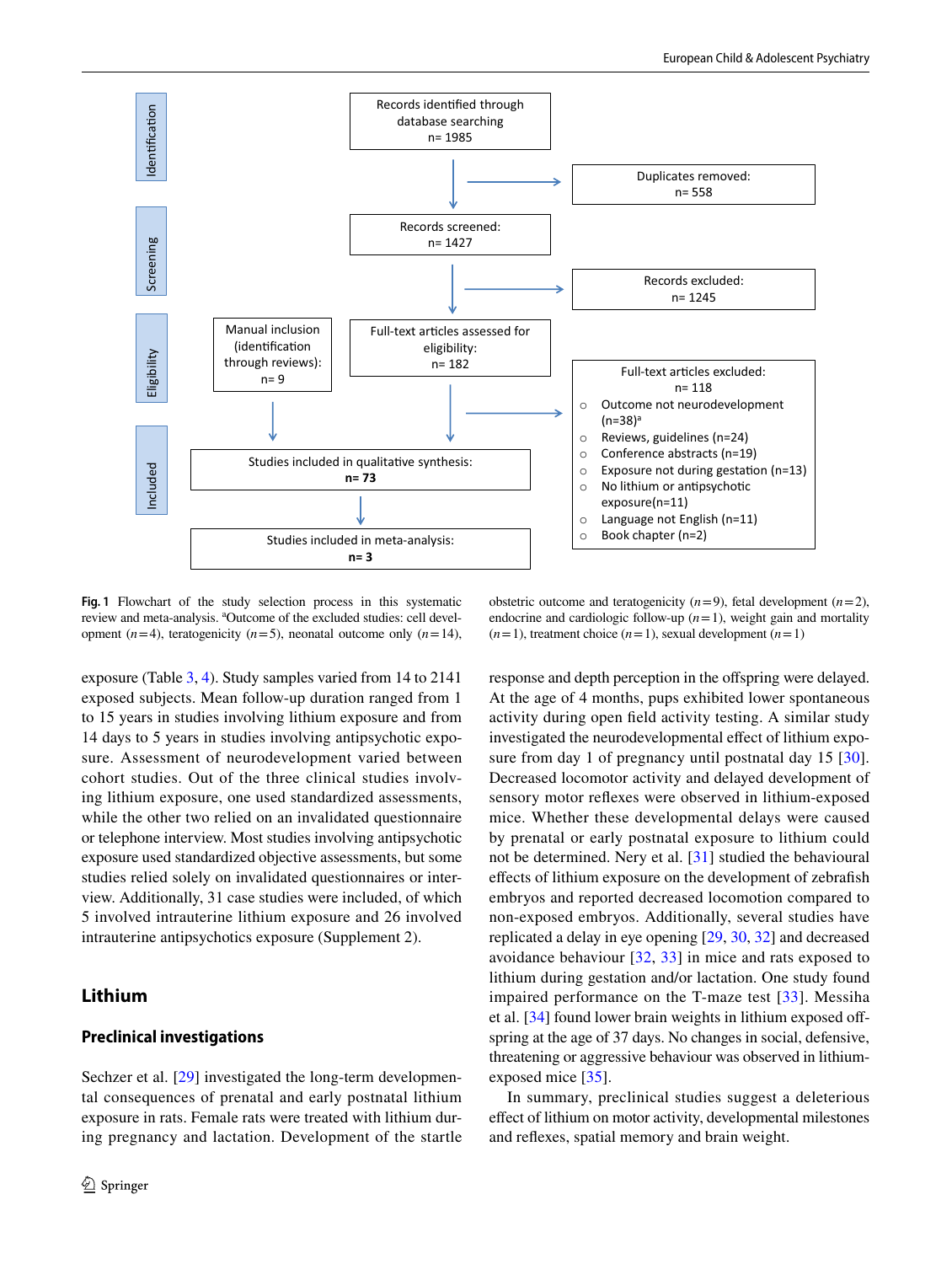Identification

Records identified through database searching
n= 1985

Duplicates removed:
n= 558

Screening

Records screened:
n= 1427

Records excluded:
n= 1245

Eligibility

Manual inclusion (identification through reviews):
n= 9

Full-text articles assessed for eligibility:
n= 182

Full-text articles excluded:
n= 118

- Outcome not neurodevelopment (n=38)[a]
- Reviews, guidelines (n=24)
- Conference abstracts (n=19)
- Exposure not during gestation (n=13)
- No lithium or antipsychotic exposure(n=11)
- Language not English (n=11)
- Book chapter (n=2)

Included

Studies included in qualitative synthesis:
**n= 73**

Studies included in meta-analysis:
**n= 3**

**Fig. 1** Flowchart of the study selection process in this systematic review and meta-analysis. [a]Outcome of the excluded studies: cell development (*n*=4), teratogenicity (*n*=5), neonatal outcome only (*n*=14), obstetric outcome and teratogenicity (*n*=9), fetal development (*n*=2), endocrine and cardiologic follow-up (*n*=1), weight gain and mortality (*n*=1), treatment choice (*n*=1), sexual development (*n*=1)

exposure (Table 3, 4). Study samples varied from 14 to 2141 exposed subjects. Mean follow-up duration ranged from 1 to 15 years in studies involving lithium exposure and from 14 days to 5 years in studies involving antipsychotic exposure. Assessment of neurodevelopment varied between cohort studies. Out of the three clinical studies involving lithium exposure, one used standardized assessments, while the other two relied on an invalidated questionnaire or telephone interview. Most studies involving antipsychotic exposure used standardized objective assessments, but some studies relied solely on invalidated questionnaires or interview. Additionally, 31 case studies were included, of which 5 involved intrauterine lithium exposure and 26 involved intrauterine antipsychotics exposure (Supplement 2).

## Lithium

### Preclinical investigations

Sechzer et al. [29] investigated the long-term developmental consequences of prenatal and early postnatal lithium exposure in rats. Female rats were treated with lithium during pregnancy and lactation. Development of the startle response and depth perception in the offspring were delayed. At the age of 4 months, pups exhibited lower spontaneous activity during open field activity testing. A similar study investigated the neurodevelopmental effect of lithium exposure from day 1 of pregnancy until postnatal day 15 [30]. Decreased locomotor activity and delayed development of sensory motor reflexes were observed in lithium-exposed mice. Whether these developmental delays were caused by prenatal or early postnatal exposure to lithium could not be determined. Nery et al. [31] studied the behavioural effects of lithium exposure on the development of zebrafish embryos and reported decreased locomotion compared to non-exposed embryos. Additionally, several studies have replicated a delay in eye opening [29, 30, 32] and decreased avoidance behaviour [32, 33] in mice and rats exposed to lithium during gestation and/or lactation. One study found impaired performance on the T-maze test [33]. Messiha et al. [34] found lower brain weights in lithium exposed offspring at the age of 37 days. No changes in social, defensive, threatening or aggressive behaviour was observed in lithium-exposed mice [35].

In summary, preclinical studies suggest a deleterious effect of lithium on motor activity, developmental milestones and reflexes, spatial memory and brain weight.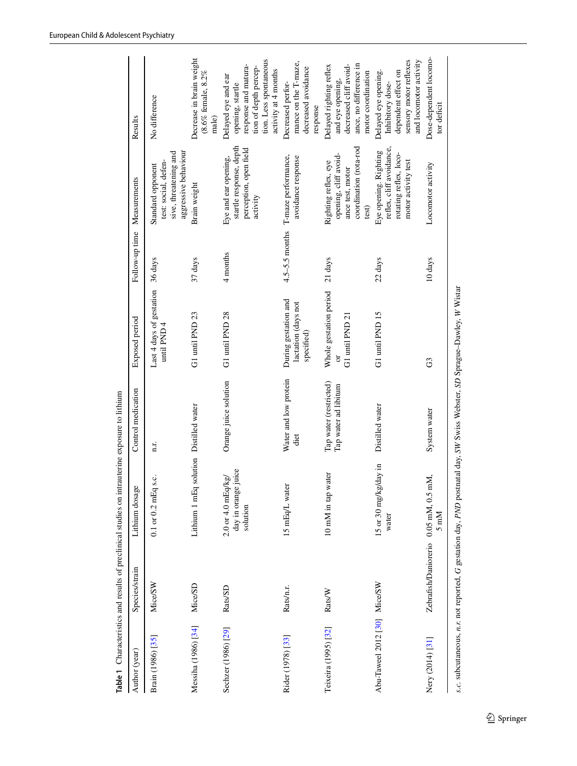**Table 1** Characteristics and results of preclinical studies on intrauterine exposure to lithium

| Author (year) | Species/strain | Lithium dosage | Control medication | Exposed period | Follow-up time | Measurements | Results |
|---|---|---|---|---|---|---|---|
| Brain (1986) [35] | Mice/SW | 0.1 or 0.2 mEq s.c. | n.r. | Last 4 days of gestation until PND 4 | 36 days | Standard opponent test: social, defensive, threatening and aggressive behaviour | No difference |
| Messiha (1986) [34] | Mice/SD | Lithium 1 mEq solution | Distilled water | G1 until PND 23 | 37 days | Brain weight | Decrease in brain weight (8.6% female, 8.2% male) |
| Sechzer (1986) [29] | Rats/SD | 2.0 or 4.0 mEq/kg/day in orange juice solution | Orange juice solution | G1 until PND 28 | 4 months | Eye and ear opening, startle response, depth perception, open field activity | Delayed eye and ear opening, startle response and maturation of depth perception. Less spontaneous activity at 4 months |
| Rider (1978) [33] | Rats/n.r. | 15 mEq/L water | Water and low protein diet | During gestation and lactation (days not specified) | 4.5–5.5 months | T-maze performance, avoidance response | Decreased performance on the T-maze, decreased avoidance response |
| Teixeira (1995) [32] | Rats/W | 10 mM in tap water | Tap water (restricted)<br>Tap water ad libitum | Whole gestation period<br>or<br>G1 until PND 21 | 21 days | Righting reflex, eye opening, cliff avoidance test, motor coordination (rota-rod test) | Delayed righting reflex and eye opening, decreased cliff avoidance, no difference in motor coordination |
| Abu-Taweel 2012 [30] | Mice/SW | 15 or 30 mg/kg/day in water | Distilled water | G1 until PND 15 | 22 days | Eye opening, Righting reflex, cliff avoidance, rotating reflex, locomotor activity test | Delayed eye opening. Inhibitory dose-dependent effect on sensory motor reflexes and locomotor activity |
| Nery (2014) [31] | Zebrafish/Daniorerio | 0.05 mM, 0.5 mM, 5 mM | System water | G3 | 10 days | Locomotor activity | Dose-dependent locomotor deficit |

*s.c.* subcutaneous, *n.r.* not reported, *G* gestation day, *PND* postnatal day, *SW* Swiss Webster, *SD* Sprague–Dawley, *W* Wistar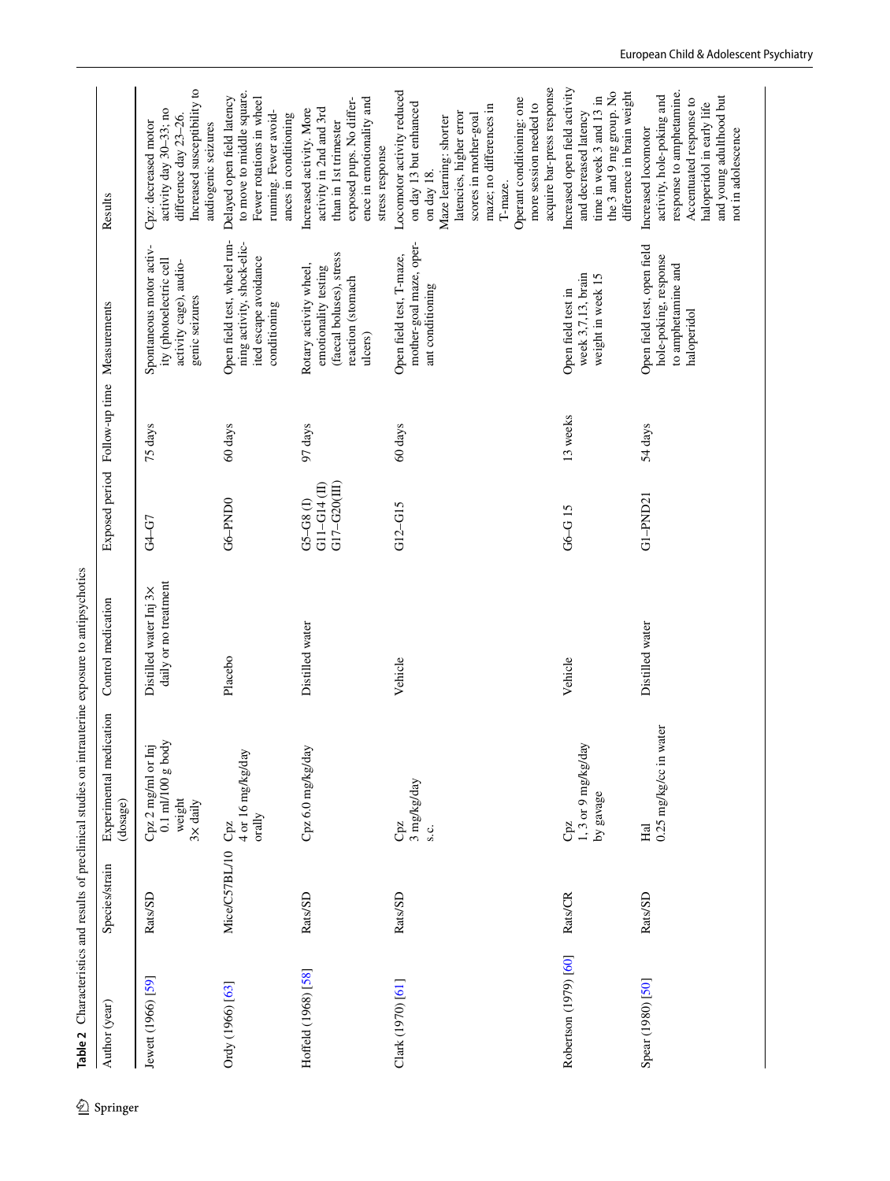**Table 2** Characteristics and results of preclinical studies on intrauterine exposure to antipsychotics

| Author (year) | Species/strain | Experimental medication (dosage) | Control medication | Exposed period | Follow-up time | Measurements | Results |
|---|---|---|---|---|---|---|---|
| Jewett (1966) [59] | Rats/SD | Cpz 2 mg/ml or Inj 0.1 ml/100 g body weight 3× daily | Distilled water Inj 3× daily or no treatment | G4–G7 | 75 days | Spontaneous motor activity (photoelectric cell activity cage), audiogenic seizures | Cpz: decreased motor activity day 30–33; no difference day 23–26. Increased susceptibility to audiogenic seizures |
| Ordy (1966) [63] | Mice/C57BL/10 | Cpz 4 or 16 mg/kg/day orally | Placebo | G6–PND0 | 60 days | Open field test, wheel running activity, shock-elicited escape avoidance conditioning | Delayed open field latency to move to middle square. Fewer rotations in wheel running. Fewer avoidances in conditioning |
| Hoffeld (1968) [58] | Rats/SD | Cpz 6.0 mg/kg/day | Distilled water | G5–G8 (I) G11–G14 (II) G17–G20(III) | 97 days | Rotary activity wheel, emotionality testing (faecal boluses), stress reaction (stomach ulcers) | Increased activity. More activity in 2nd and 3rd than in 1st trimester exposed pups. No difference in emotionality and stress response |
| Clark (1970) [61] | Rats/SD | Cpz 3 mg/kg/day s.c. | Vehicle | G12–G15 | 60 days | Open field test, T-maze, mother-goal maze, operant conditioning | Locomotor activity reduced on day 13 but enhanced on day 18. Maze learning: shorter latencies, higher error scores in mother-goal maze; no differences in T-maze. Operant conditioning: one more session needed to acquire bar-press response |
| Robertson (1979) [60] | Rats/CR | Cpz 1, 3 or 9 mg/kg/day by gavage | Vehicle | G6–G 15 | 13 weeks | Open field test in week 3,7,13, brain weight in week 15 | Increased open field activity and decreased latency time in week 3 and 13 in the 3 and 9 mg group. No difference in brain weight |
| Spear (1980) [50] | Rats/SD | Hal 0.25 mg/kg/cc in water | Distilled water | G1–PND21 | 54 days | Open field test, open field hole-poking, response to amphetamine and haloperidol | Increased locomotor activity, hole-poking and response to amphetamine. Accentuated response to haloperidol in early life and young adulthood but not in adolescence |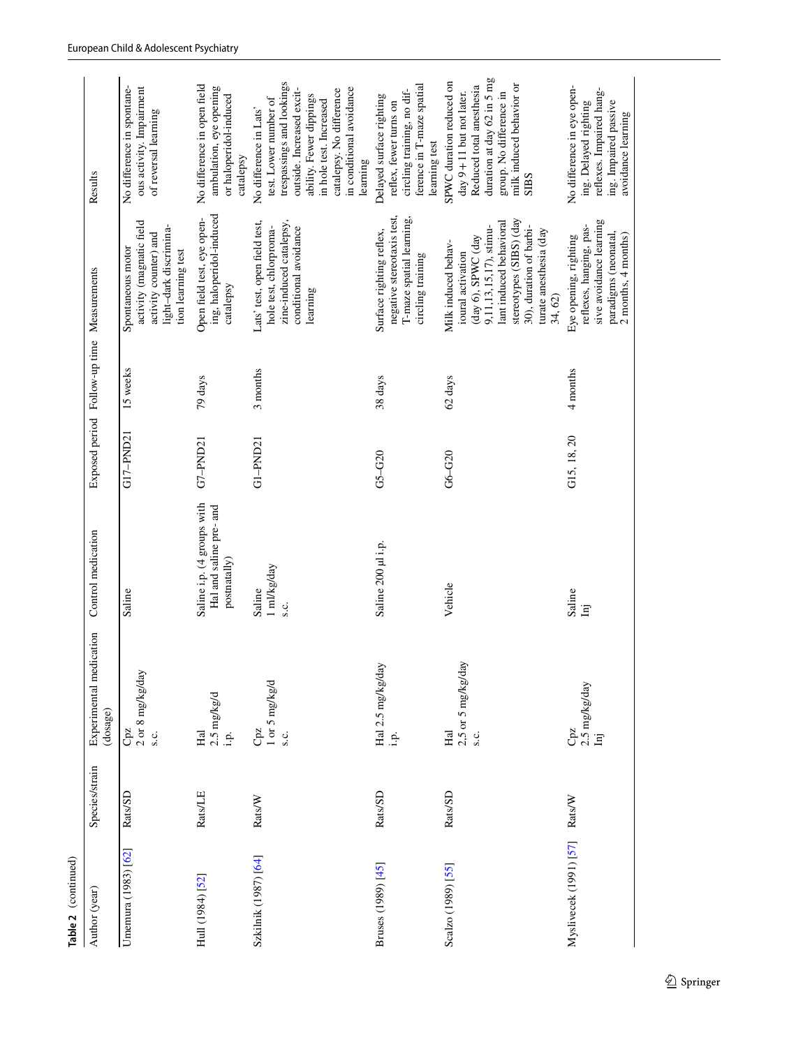**Table 2** (continued)

| Author (year) | Species/strain | Experimental medication (dosage) | Control medication | Exposed period | Follow-up time | Measurements | Results |
|---|---|---|---|---|---|---|---|
| Umemura (1983) [62] | Rats/SD | Cpz 2 or 8 mg/kg/day s.c. | Saline | G17–PND21 | 15 weeks | Spontaneous motor activity (magnatic field activity counter) and light–dark discrimination learning test | No difference in spontaneous activity. Impairment of reversal learning |
| Hull (1984) [52] | Rats/LE | Hal 2.5 mg/kg/d i.p. | Saline i.p. (4 groups with Hal and saline pre- and postnatally) | G7–PND21 | 79 days | Open field test, eye opening, haloperidol-induced catalepsy | No difference in open field ambulation, eye opening or haloperidol-induced catalepsy |
| Szkilnik (1987) [64] | Rats/W | Cpz 1 or 5 mg/kg/d s.c. | Saline 1 ml/kg/day s.c. | G1–PND21 | 3 months | Lats' test, open field test, hole test, chlorpromazine-induced catalepsy, conditional avoidance learning | No difference in Lats' test. Lower number of trespassings and lookings outside. Increased excitability. Fewer dippings in hole test. Increased catalepsy. No difference in conditional avoidance learning |
| Bruses (1989) [45] | Rats/SD | Hal 2.5 mg/kg/day i.p. | Saline 200 µl i.p. | G5–G20 | 38 days | Surface righting reflex, negative stereotaxis test, T-maze spatial learning, circling training | Delayed surface righting reflex, fewer turns on circling training, no difference in T-maze spatial learning test |
| Scalzo (1989) [55] | Rats/SD | Hal 2.5 or 5 mg/kg/day s.c. | Vehicle | G6–G20 | 62 days | Milk induced behavioural activation (day 6), SPWC (day 9,11,13,15,17), stimulant induced behavioral stereotypes (SIBS) (day 30), duration of barbiturate anesthesia (day 34, 62) | SPWC duration reduced on day 9 + 11 but not later. Reduced total anesthesia duration at day 62 in 5 mg group. No difference in milk induced behavior or SIBS |
| Myslivecek (1991) [57] | Rats/W | Cpz 2.5 mg/kg/day Inj | Saline Inj | G15, 18, 20 | 4 months | Eye opening, righting reflexes, hanging, passive avoidance learning paradigms (neonatal, 2 months, 4 months) | No difference in eye opening. Delayed righting reflexes. Impaired hanging. Impaired passive avoidance learning |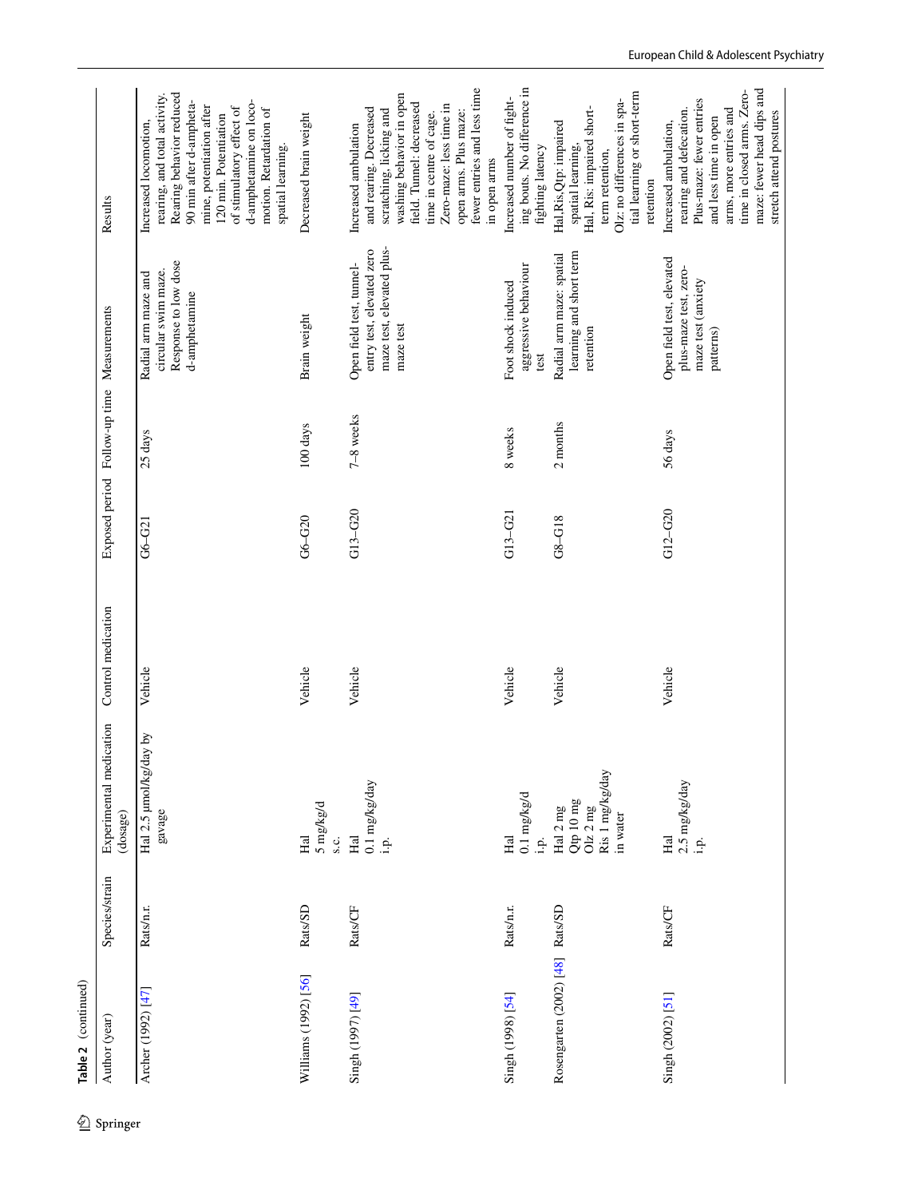**Table 2** (continued)

| Author (year) | Species/strain | Experimental medication (dosage) | Control medication | Exposed period | Follow-up time | Measurements | Results |
|---|---|---|---|---|---|---|---|
| Archer (1992) [47] | Rats/n.r. | Hal 2.5 µmol/kg/day by gavage | Vehicle | G6–G21 | 25 days | Radial arm maze and circular swim maze. Response to low dose d-amphetamine | Increased locomotion, rearing, and total activity. Rearing behavior reduced 90 min after d-amphetamine, potentiation after 120 min. Potentiation of stimulatory effect of d-amphetamine on locomotion. Retardation of spatial learning. |
| Williams (1992) [56] | Rats/SD | Hal 5 mg/kg/d s.c. | Vehicle | G6–G20 | 100 days | Brain weight | Decreased brain weight |
| Singh (1997) [49] | Rats/CF | Hal 0.1 mg/kg/day i.p. | Vehicle | G13–G20 | 7–8 weeks | Open field test, tunnel-entry test, elevated zero maze test, elevated plus-maze test | Increased ambulation and rearing. Decreased scratching, licking and washing behavior in open field. Tunnel: decreased time in centre of cage. Zero-maze: less time in open arms. Plus maze: fewer entries and less time in open arms |
| Singh (1998) [54] | Rats/n.r. | Hal 0.1 mg/kg/d i.p. | Vehicle | G13–G21 | 8 weeks | Foot shock induced aggressive behaviour test | Increased number of fighting bouts. No difference in fighting latency |
| Rosengarten (2002) [48] | Rats/SD | Hal 2 mg Qtp 10 mg Olz 2 mg Ris 1 mg/kg/day in water | Vehicle | G8–G18 | 2 months | Radial arm maze: spatial learning and short term retention | Hal,Ris,Qtp: impaired spatial learning, Hal, Ris: impaired short-term retention, Olz: no differences in spatial learning or short-term retention |
| Singh (2002) [51] | Rats/CF | Hal 2.5 mg/kg/day i.p. | Vehicle | G12–G20 | 56 days | Open field test, elevated plus-maze test, zero-maze test (anxiety patterns) | Increased ambulation, rearing and defecation. Plus-maze: fewer entries and less time in open arms, more entries and time in closed arms. Zero-maze: fewer head dips and stretch attend postures |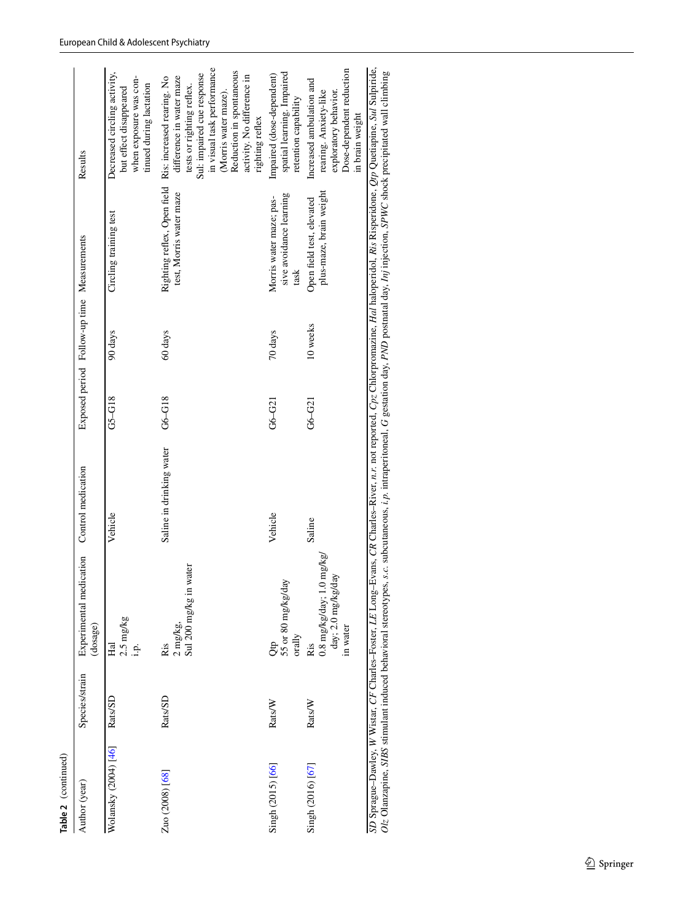**Table 2** (continued)

| Author (year) | Species/strain | Experimental medication (dosage) | Control medication | Exposed period | Follow-up time | Measurements | Results |
|---|---|---|---|---|---|---|---|
| Wolansky (2004) [46] | Rats/SD | Hal 2.5 mg/kg i.p. | Vehicle | G5–G18 | 90 days | Circling training test | Decreased circling activity, but effect disappeared when exposure was continued during lactation |
| Zuo (2008) [68] | Rats/SD | Ris 2 mg/kg, Sul 200 mg/kg in water | Saline in drinking water | G6–G18 | 60 days | Righting reflex, Open field test, Morris water maze | Ris: increased rearing. No difference in water maze tests or righting reflex. Sul: impaired cue response in visual task performance (Morris water maze). Reduction in spontaneous activity. No difference in righting reflex |
| Singh (2015) [66] | Rats/W | Qtp 55 or 80 mg/kg/day orally | Vehicle | G6–G21 | 70 days | Morris water maze; passive avoidance learning task | Impaired (dose-dependent) spatial learning. Impaired retention capability |
| Singh (2016) [67] | Rats/W | Ris 0.8 mg/kg/day; 1.0 mg/kg/day; 2.0 mg/kg/day in water | Saline | G6–G21 | 10 weeks | Open field test, elevated plus-maze, brain weight | Increased ambulation and rearing. Anxiety-like exploratory behavior. Dose-dependent reduction in brain weight |

*SD* Sprague–Dawley, *W* Wistar, *CF* Charles–Foster, *LE* Long–Evans, *CR* Charles–River, *n.r.* not reported, *Cpz* Chlorpromazine, *Hal* haloperidol, *Ris* Risperidone, *Qtp* Quetiapine, *Sul* Sulpiride, *Olz* Olanzapine, *SIBS* stimulant induced behavioral stereotypes, *s.c.* subcutaneous, *i.p.* intraperitoneal, *G* gestation day, *PND* postnatal day, *Inj* injection, *SPWC* shock precipitated wall climbing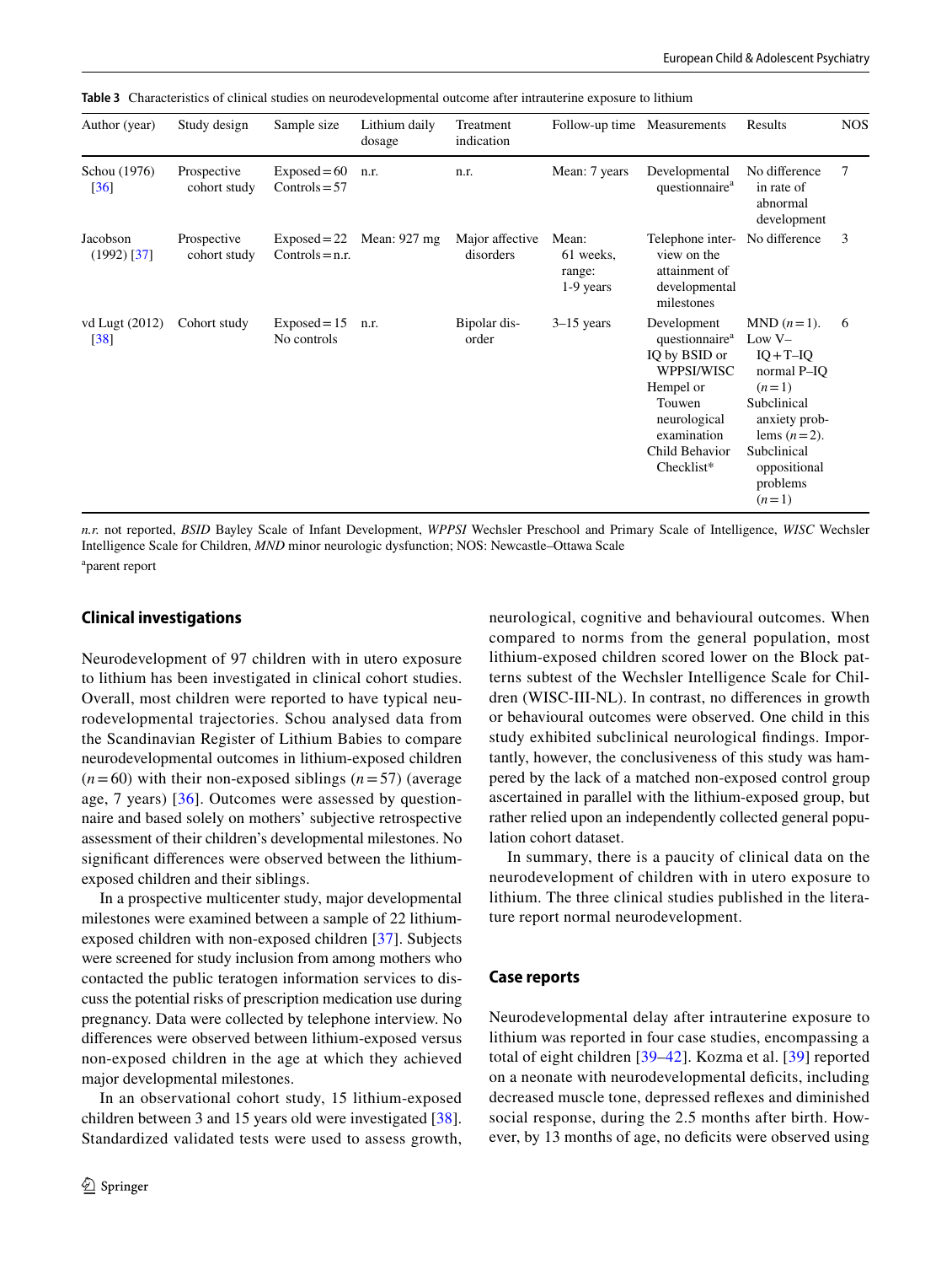**Table 3** Characteristics of clinical studies on neurodevelopmental outcome after intrauterine exposure to lithium

| Author (year) | Study design | Sample size | Lithium daily dosage | Treatment indication | Follow-up time | Measurements | Results | NOS |
|---|---|---|---|---|---|---|---|---|
| Schou (1976) [36] | Prospective cohort study | Exposed = 60 Controls = 57 | n.r. | n.r. | Mean: 7 years | Developmental questionnaire[a] | No difference in rate of abnormal development | 7 |
| Jacobson (1992) [37] | Prospective cohort study | Exposed = 22 Controls = n.r. | Mean: 927 mg | Major affective disorders | Mean: 61 weeks, range: 1-9 years | Telephone interview on the attainment of developmental milestones | No difference | 3 |
| vd Lugt (2012) [38] | Cohort study | Exposed = 15 No controls | n.r. | Bipolar disorder | 3–15 years | Development questionnaire[a] IQ by BSID or WPPSI/WISC Hempel or Touwen neurological examination Child Behavior Checklist* | MND ($n = 1$). Low V–IQ + T–IQ normal P–IQ ($n = 1$) Subclinical anxiety problems ($n = 2$). Subclinical oppositional problems ($n = 1$) | 6 |

*n.r.* not reported, *BSID* Bayley Scale of Infant Development, *WPPSI* Wechsler Preschool and Primary Scale of Intelligence, *WISC* Wechsler Intelligence Scale for Children, *MND* minor neurologic dysfunction; NOS: Newcastle–Ottawa Scale

[a]parent report

## Clinical investigations

Neurodevelopment of 97 children with in utero exposure to lithium has been investigated in clinical cohort studies. Overall, most children were reported to have typical neurodevelopmental trajectories. Schou analysed data from the Scandinavian Register of Lithium Babies to compare neurodevelopmental outcomes in lithium-exposed children ($n = 60$) with their non-exposed siblings ($n = 57$) (average age, 7 years) [36]. Outcomes were assessed by questionnaire and based solely on mothers' subjective retrospective assessment of their children's developmental milestones. No significant differences were observed between the lithium-exposed children and their siblings.

In a prospective multicenter study, major developmental milestones were examined between a sample of 22 lithium-exposed children with non-exposed children [37]. Subjects were screened for study inclusion from among mothers who contacted the public teratogen information services to discuss the potential risks of prescription medication use during pregnancy. Data were collected by telephone interview. No differences were observed between lithium-exposed versus non-exposed children in the age at which they achieved major developmental milestones.

In an observational cohort study, 15 lithium-exposed children between 3 and 15 years old were investigated [38]. Standardized validated tests were used to assess growth, neurological, cognitive and behavioural outcomes. When compared to norms from the general population, most lithium-exposed children scored lower on the Block patterns subtest of the Wechsler Intelligence Scale for Children (WISC-III-NL). In contrast, no differences in growth or behavioural outcomes were observed. One child in this study exhibited subclinical neurological findings. Importantly, however, the conclusiveness of this study was hampered by the lack of a matched non-exposed control group ascertained in parallel with the lithium-exposed group, but rather relied upon an independently collected general population cohort dataset.

In summary, there is a paucity of clinical data on the neurodevelopment of children with in utero exposure to lithium. The three clinical studies published in the literature report normal neurodevelopment.

## Case reports

Neurodevelopmental delay after intrauterine exposure to lithium was reported in four case studies, encompassing a total of eight children [39–42]. Kozma et al. [39] reported on a neonate with neurodevelopmental deficits, including decreased muscle tone, depressed reflexes and diminished social response, during the 2.5 months after birth. However, by 13 months of age, no deficits were observed using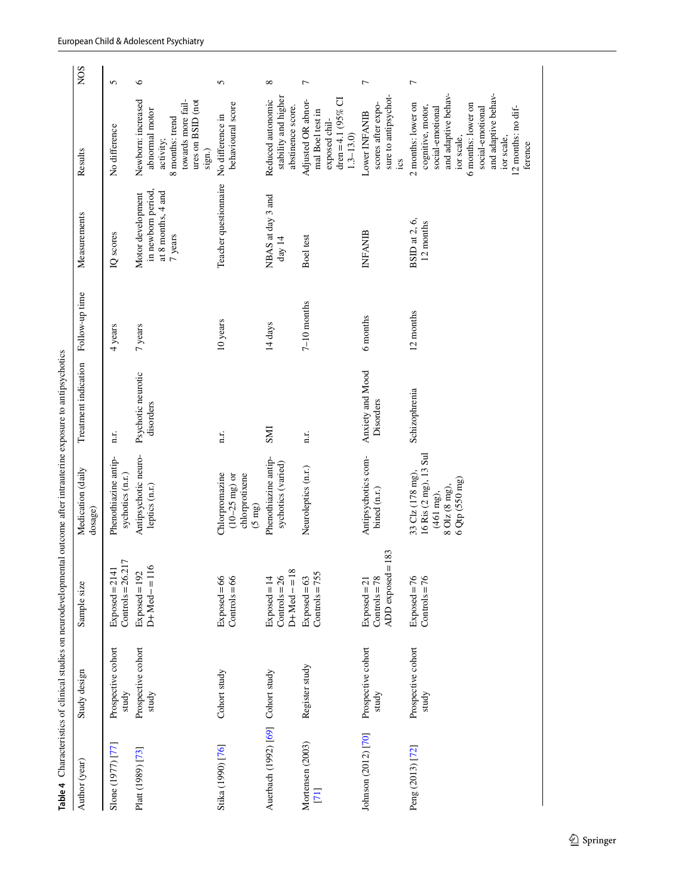**Table 4** Characteristics of clinical studies on neurodevelopmental outcome after intrauterine exposure to antipsychotics

| Author (year) | Study design | Sample size | Medication (daily dosage) | Treatment indication | Follow-up time | Measurements | Results | NOS |
|---|---|---|---|---|---|---|---|---|
| Slone (1977) [77] | Prospective cohort study | Exposed = 2141<br>Controls = 26.217 | Phenothiazine antipsychotics (n.r.) | n.r. | 4 years | IQ scores | No difference | 5 |
| Platt (1989) [73] | Prospective cohort study | Exposed = 192<br>D+ Med− = 116 | Antipsychotic neuroleptics (n.r.) | Psychotic neurotic disorders | 7 years | Motor development in newborn period, at 8 months, 4 and 7 years | Newborn: increased abnormal motor activity;<br>8 months: trend towards more failures on BSID (not sign.) | 6 |
| Stika (1990) [76] | Cohort study | Exposed = 66<br>Controls = 66 | Chlorpromazine (10–25 mg) or chlorprotixene (5 mg) | n.r. | 10 years | Teacher questionnaire | No difference in behavioural score | 5 |
| Auerbach (1992) [69] | Cohort study | Exposed = 14<br>Controls = 26<br>D+ Med − = 18 | Phenothiazine antipsychotics (varied) | SMI | 14 days | NBAS at day 3 and day 14 | Reduced autonomic stability and higher abstinence score. | 8 |
| Mortensen (2003) [71] | Register study | Exposed = 63<br>Controls = 755 | Neuroleptics (n.r.) | n.r. | 7–10 months | Boel test | Adjusted OR abnormal Boel test in exposed children = 4.1 (95% CI 1.3–13.0) | 7 |
| Johnson (2012) [70] | Prospective cohort study | Exposed = 21<br>Controls = 78<br>ADD exposed = 183 | Antipsychotics combined (n.r.) | Anxiety and Mood Disorders | 6 months | INFANIB | Lower INFANIB scores after exposure to antipsychotics | 7 |
| Peng (2013) [72] | Prospective cohort study | Exposed = 76<br>Controls = 76 | 33 Clz (178 mg),<br>16 Ris (2 mg), 13 Sul (461 mg),<br>8 Olz (8 mg),<br>6 Qtp (550 mg) | Schizophrenia | 12 months | BSID at 2, 6, 12 months | 2 months: lower on cognitive, motor, social-emotional and adaptive behavior scale,<br>6 months: lower on social-emotional and adaptive behavior scale,<br>12 months: no difference | 7 |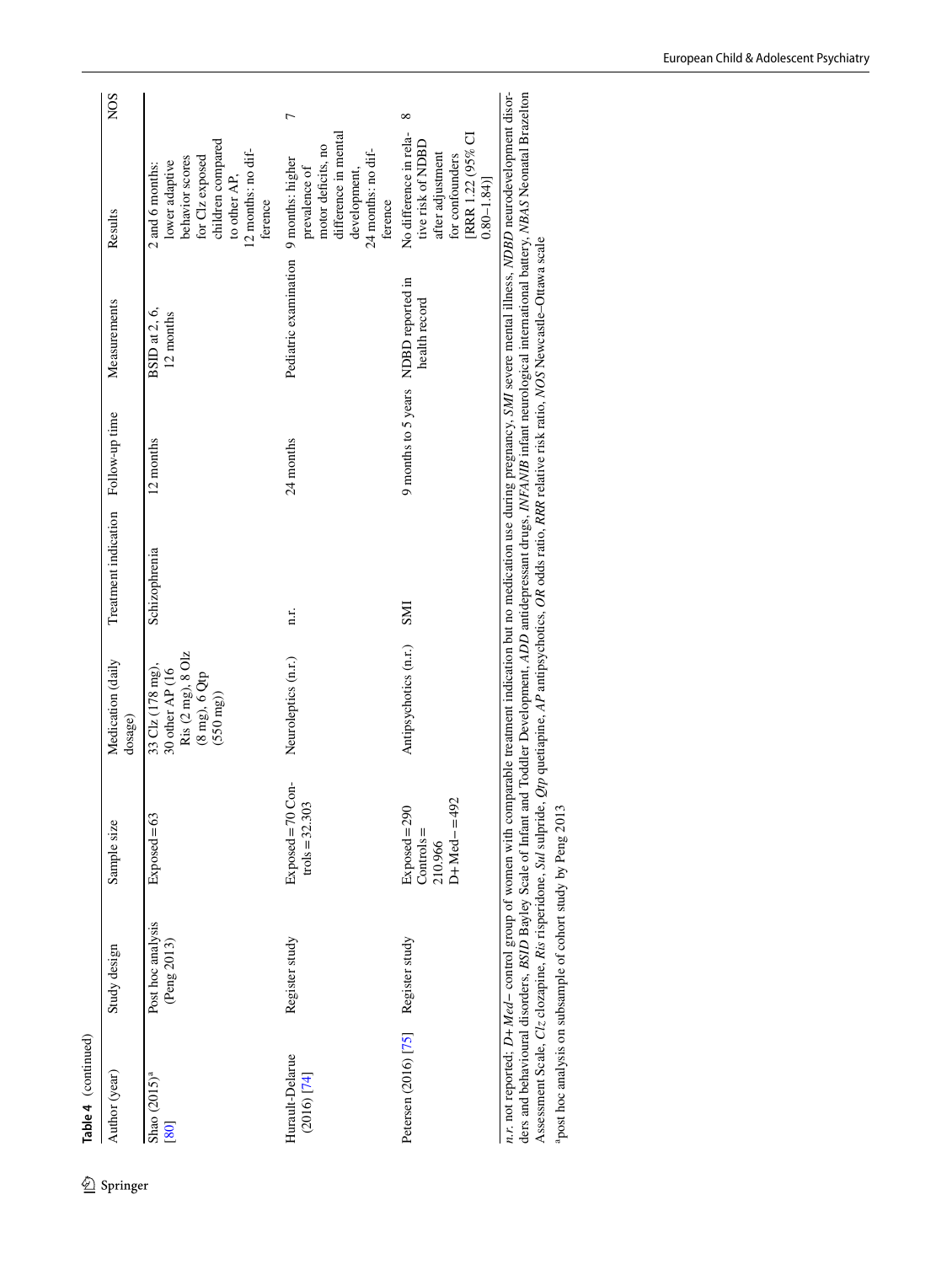**Table 4** (continued)

| Author (year) | Study design | Sample size | Medication (daily dosage) | Treatment indication | Follow-up time | Measurements | Results | NOS |
|---|---|---|---|---|---|---|---|---|
| Shao (2015)[a] [80] | Post hoc analysis (Peng 2013) | Exposed = 63 | 33 Clz (178 mg), 30 other AP (16 Ris (2 mg), 8 Olz (8 mg), 6 Qtp (550 mg)) | Schizophrenia | 12 months | BSID at 2, 6, 12 months | 2 and 6 months: lower adaptive behavior scores for Clz exposed children compared to other AP, 12 months: no difference | |
| Hurault-Delarue (2016) [74] | Register study | Exposed = 70 Controls = 32.303 | Neuroleptics (n.r.) | n.r. | 24 months | Pediatric examination | 9 months: higher prevalence of motor deficits, no difference in mental development, 24 months: no difference | 7 |
| Petersen (2016) [75] | Register study | Exposed = 290 Controls = 210.966 D+ Med− = 492 | Antipsychotics (n.r.) | SMI | 9 months to 5 years | NDBD reported in health record | No difference in relative risk of NDBD after adjustment for confounders [RRR 1.22 (95% CI 0.80–1.84)] | 8 |

*n.r.* not reported, *D+ Med−* control group of women with comparable treatment indication but no medication use during pregnancy, *SMI* severe mental illness, *NDBD* neurodevelopment disorders and behavioural disorders, *BSID* Bayley Scale of Infant and Toddler Development, *ADD* antidepressant drugs, *INFANIB* infant neurological international battery, *NBAS* Neonatal Brazelton Assessment Scale, *Clz* clozapine, *Ris* risperidone, *Sul* sulpride, *Qtp* quetiapine, *AP* antipsychotics, *OR* odds ratio, *RRR* relative risk ratio, *NOS* Newcastle–Ottawa scale

[a]post hoc analysis on subsample of cohort study by Peng 2013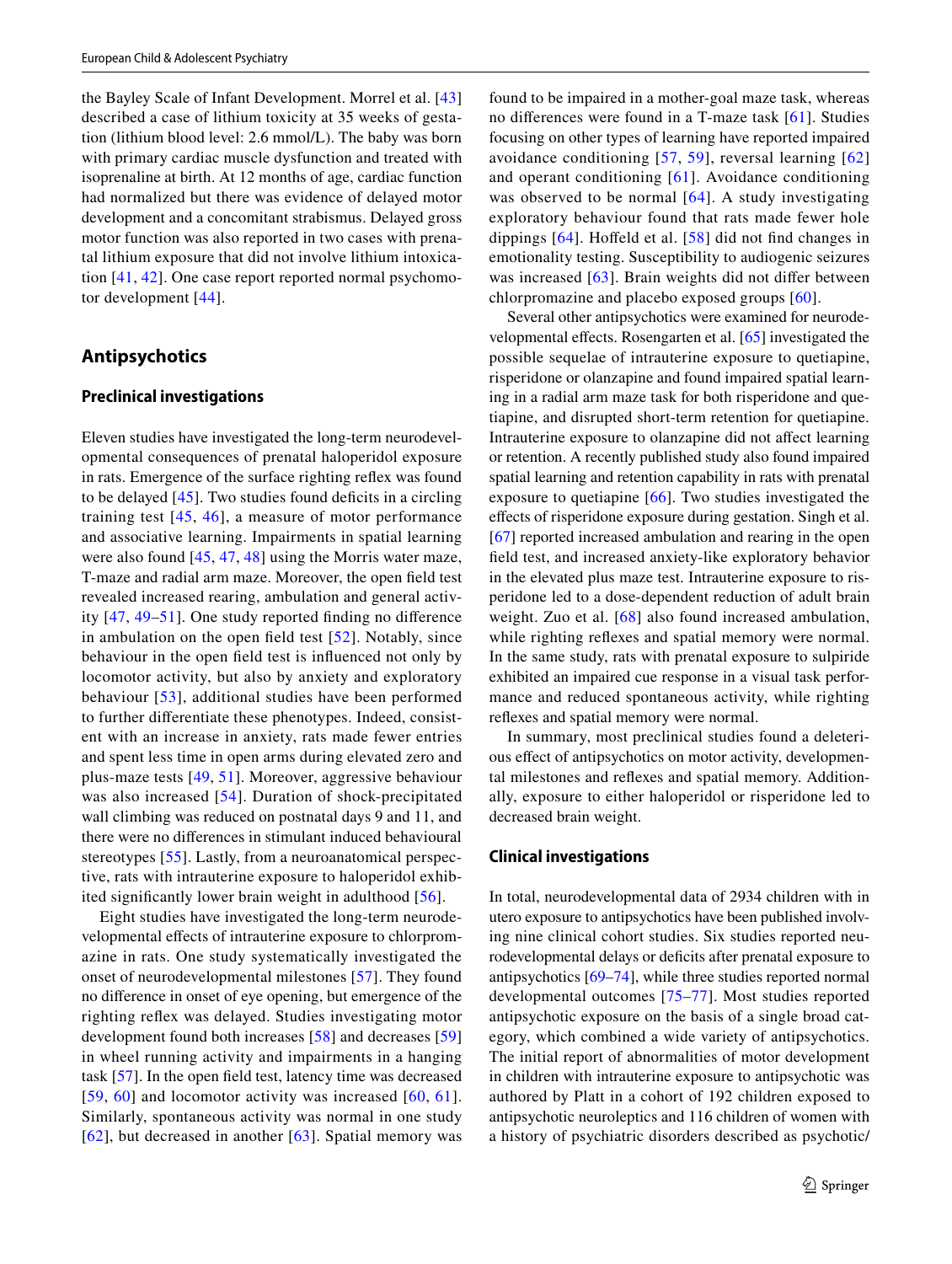the Bayley Scale of Infant Development. Morrel et al. [43] described a case of lithium toxicity at 35 weeks of gestation (lithium blood level: 2.6 mmol/L). The baby was born with primary cardiac muscle dysfunction and treated with isoprenaline at birth. At 12 months of age, cardiac function had normalized but there was evidence of delayed motor development and a concomitant strabismus. Delayed gross motor function was also reported in two cases with prenatal lithium exposure that did not involve lithium intoxication [41, 42]. One case report reported normal psychomotor development [44].

## Antipsychotics

### Preclinical investigations

Eleven studies have investigated the long-term neurodevelopmental consequences of prenatal haloperidol exposure in rats. Emergence of the surface righting reflex was found to be delayed [45]. Two studies found deficits in a circling training test [45, 46], a measure of motor performance and associative learning. Impairments in spatial learning were also found [45, 47, 48] using the Morris water maze, T-maze and radial arm maze. Moreover, the open field test revealed increased rearing, ambulation and general activity [47, 49–51]. One study reported finding no difference in ambulation on the open field test [52]. Notably, since behaviour in the open field test is influenced not only by locomotor activity, but also by anxiety and exploratory behaviour [53], additional studies have been performed to further differentiate these phenotypes. Indeed, consistent with an increase in anxiety, rats made fewer entries and spent less time in open arms during elevated zero and plus-maze tests [49, 51]. Moreover, aggressive behaviour was also increased [54]. Duration of shock-precipitated wall climbing was reduced on postnatal days 9 and 11, and there were no differences in stimulant induced behavioural stereotypes [55]. Lastly, from a neuroanatomical perspective, rats with intrauterine exposure to haloperidol exhibited significantly lower brain weight in adulthood [56].

Eight studies have investigated the long-term neurodevelopmental effects of intrauterine exposure to chlorpromazine in rats. One study systematically investigated the onset of neurodevelopmental milestones [57]. They found no difference in onset of eye opening, but emergence of the righting reflex was delayed. Studies investigating motor development found both increases [58] and decreases [59] in wheel running activity and impairments in a hanging task [57]. In the open field test, latency time was decreased [59, 60] and locomotor activity was increased [60, 61]. Similarly, spontaneous activity was normal in one study [62], but decreased in another [63]. Spatial memory was found to be impaired in a mother-goal maze task, whereas no differences were found in a T-maze task [61]. Studies focusing on other types of learning have reported impaired avoidance conditioning [57, 59], reversal learning [62] and operant conditioning [61]. Avoidance conditioning was observed to be normal [64]. A study investigating exploratory behaviour found that rats made fewer hole dippings [64]. Hoffeld et al. [58] did not find changes in emotionality testing. Susceptibility to audiogenic seizures was increased [63]. Brain weights did not differ between chlorpromazine and placebo exposed groups [60].

Several other antipsychotics were examined for neurodevelopmental effects. Rosengarten et al. [65] investigated the possible sequelae of intrauterine exposure to quetiapine, risperidone or olanzapine and found impaired spatial learning in a radial arm maze task for both risperidone and quetiapine, and disrupted short-term retention for quetiapine. Intrauterine exposure to olanzapine did not affect learning or retention. A recently published study also found impaired spatial learning and retention capability in rats with prenatal exposure to quetiapine [66]. Two studies investigated the effects of risperidone exposure during gestation. Singh et al. [67] reported increased ambulation and rearing in the open field test, and increased anxiety-like exploratory behavior in the elevated plus maze test. Intrauterine exposure to risperidone led to a dose-dependent reduction of adult brain weight. Zuo et al. [68] also found increased ambulation, while righting reflexes and spatial memory were normal. In the same study, rats with prenatal exposure to sulpiride exhibited an impaired cue response in a visual task performance and reduced spontaneous activity, while righting reflexes and spatial memory were normal.

In summary, most preclinical studies found a deleterious effect of antipsychotics on motor activity, developmental milestones and reflexes and spatial memory. Additionally, exposure to either haloperidol or risperidone led to decreased brain weight.

### Clinical investigations

In total, neurodevelopmental data of 2934 children with in utero exposure to antipsychotics have been published involving nine clinical cohort studies. Six studies reported neurodevelopmental delays or deficits after prenatal exposure to antipsychotics [69–74], while three studies reported normal developmental outcomes [75–77]. Most studies reported antipsychotic exposure on the basis of a single broad category, which combined a wide variety of antipsychotics. The initial report of abnormalities of motor development in children with intrauterine exposure to antipsychotic was authored by Platt in a cohort of 192 children exposed to antipsychotic neuroleptics and 116 children of women with a history of psychiatric disorders described as psychotic/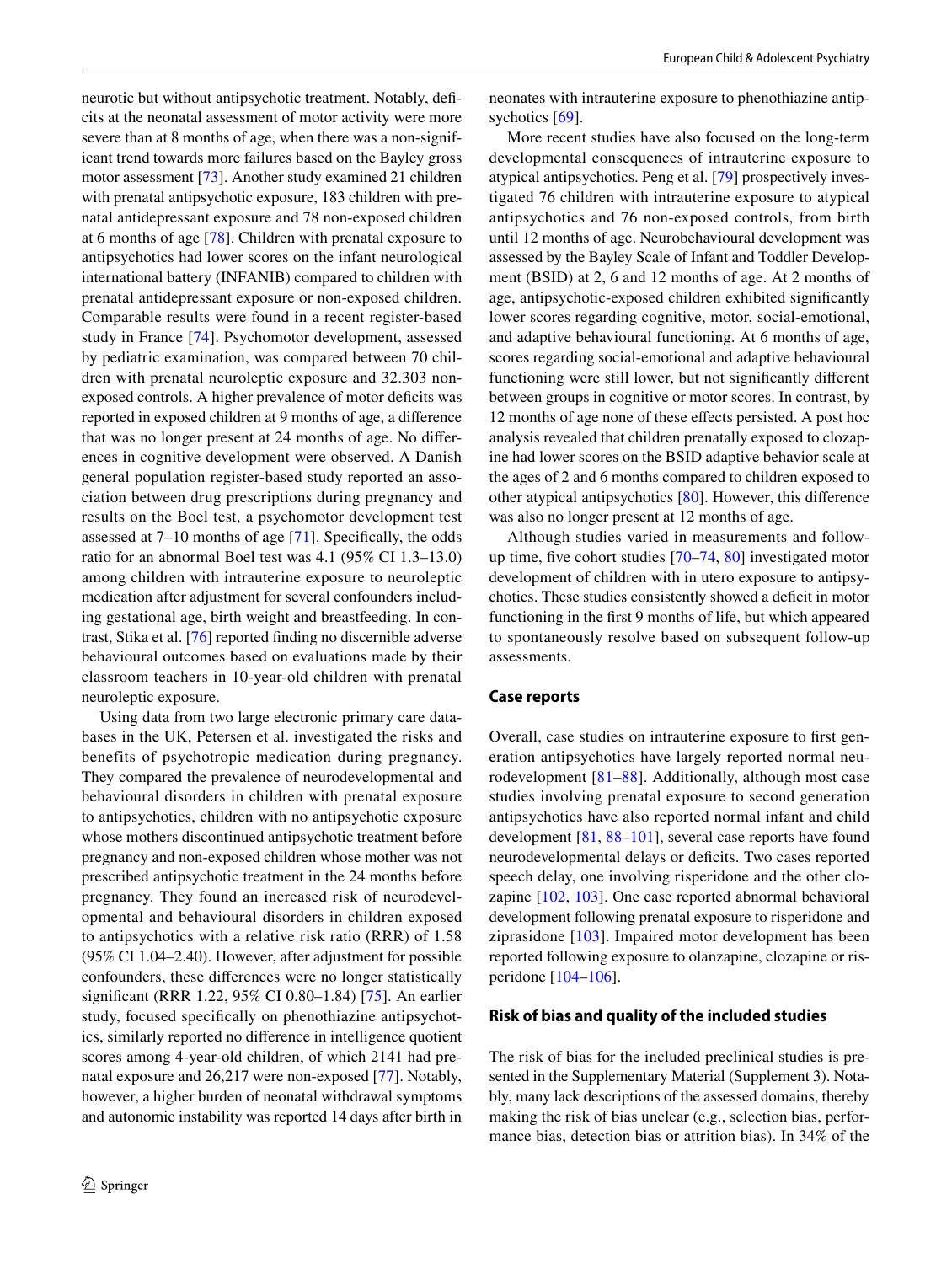neurotic but without antipsychotic treatment. Notably, deficits at the neonatal assessment of motor activity were more severe than at 8 months of age, when there was a non-significant trend towards more failures based on the Bayley gross motor assessment [73]. Another study examined 21 children with prenatal antipsychotic exposure, 183 children with prenatal antidepressant exposure and 78 non-exposed children at 6 months of age [78]. Children with prenatal exposure to antipsychotics had lower scores on the infant neurological international battery (INFANIB) compared to children with prenatal antidepressant exposure or non-exposed children. Comparable results were found in a recent register-based study in France [74]. Psychomotor development, assessed by pediatric examination, was compared between 70 children with prenatal neuroleptic exposure and 32.303 non-exposed controls. A higher prevalence of motor deficits was reported in exposed children at 9 months of age, a difference that was no longer present at 24 months of age. No differences in cognitive development were observed. A Danish general population register-based study reported an association between drug prescriptions during pregnancy and results on the Boel test, a psychomotor development test assessed at 7–10 months of age [71]. Specifically, the odds ratio for an abnormal Boel test was 4.1 (95% CI 1.3–13.0) among children with intrauterine exposure to neuroleptic medication after adjustment for several confounders including gestational age, birth weight and breastfeeding. In contrast, Stika et al. [76] reported finding no discernible adverse behavioural outcomes based on evaluations made by their classroom teachers in 10-year-old children with prenatal neuroleptic exposure.

Using data from two large electronic primary care databases in the UK, Petersen et al. investigated the risks and benefits of psychotropic medication during pregnancy. They compared the prevalence of neurodevelopmental and behavioural disorders in children with prenatal exposure to antipsychotics, children with no antipsychotic exposure whose mothers discontinued antipsychotic treatment before pregnancy and non-exposed children whose mother was not prescribed antipsychotic treatment in the 24 months before pregnancy. They found an increased risk of neurodevelopmental and behavioural disorders in children exposed to antipsychotics with a relative risk ratio (RRR) of 1.58 (95% CI 1.04–2.40). However, after adjustment for possible confounders, these differences were no longer statistically significant (RRR 1.22, 95% CI 0.80–1.84) [75]. An earlier study, focused specifically on phenothiazine antipsychotics, similarly reported no difference in intelligence quotient scores among 4-year-old children, of which 2141 had prenatal exposure and 26,217 were non-exposed [77]. Notably, however, a higher burden of neonatal withdrawal symptoms and autonomic instability was reported 14 days after birth in neonates with intrauterine exposure to phenothiazine antipsychotics [69].

More recent studies have also focused on the long-term developmental consequences of intrauterine exposure to atypical antipsychotics. Peng et al. [79] prospectively investigated 76 children with intrauterine exposure to atypical antipsychotics and 76 non-exposed controls, from birth until 12 months of age. Neurobehavioural development was assessed by the Bayley Scale of Infant and Toddler Development (BSID) at 2, 6 and 12 months of age. At 2 months of age, antipsychotic-exposed children exhibited significantly lower scores regarding cognitive, motor, social-emotional, and adaptive behavioural functioning. At 6 months of age, scores regarding social-emotional and adaptive behavioural functioning were still lower, but not significantly different between groups in cognitive or motor scores. In contrast, by 12 months of age none of these effects persisted. A post hoc analysis revealed that children prenatally exposed to clozapine had lower scores on the BSID adaptive behavior scale at the ages of 2 and 6 months compared to children exposed to other atypical antipsychotics [80]. However, this difference was also no longer present at 12 months of age.

Although studies varied in measurements and follow-up time, five cohort studies [70–74, 80] investigated motor development of children with in utero exposure to antipsychotics. These studies consistently showed a deficit in motor functioning in the first 9 months of life, but which appeared to spontaneously resolve based on subsequent follow-up assessments.

## Case reports

Overall, case studies on intrauterine exposure to first generation antipsychotics have largely reported normal neurodevelopment [81–88]. Additionally, although most case studies involving prenatal exposure to second generation antipsychotics have also reported normal infant and child development [81, 88–101], several case reports have found neurodevelopmental delays or deficits. Two cases reported speech delay, one involving risperidone and the other clozapine [102, 103]. One case reported abnormal behavioral development following prenatal exposure to risperidone and ziprasidone [103]. Impaired motor development has been reported following exposure to olanzapine, clozapine or risperidone [104–106].

## Risk of bias and quality of the included studies

The risk of bias for the included preclinical studies is presented in the Supplementary Material (Supplement 3). Notably, many lack descriptions of the assessed domains, thereby making the risk of bias unclear (e.g., selection bias, performance bias, detection bias or attrition bias). In 34% of the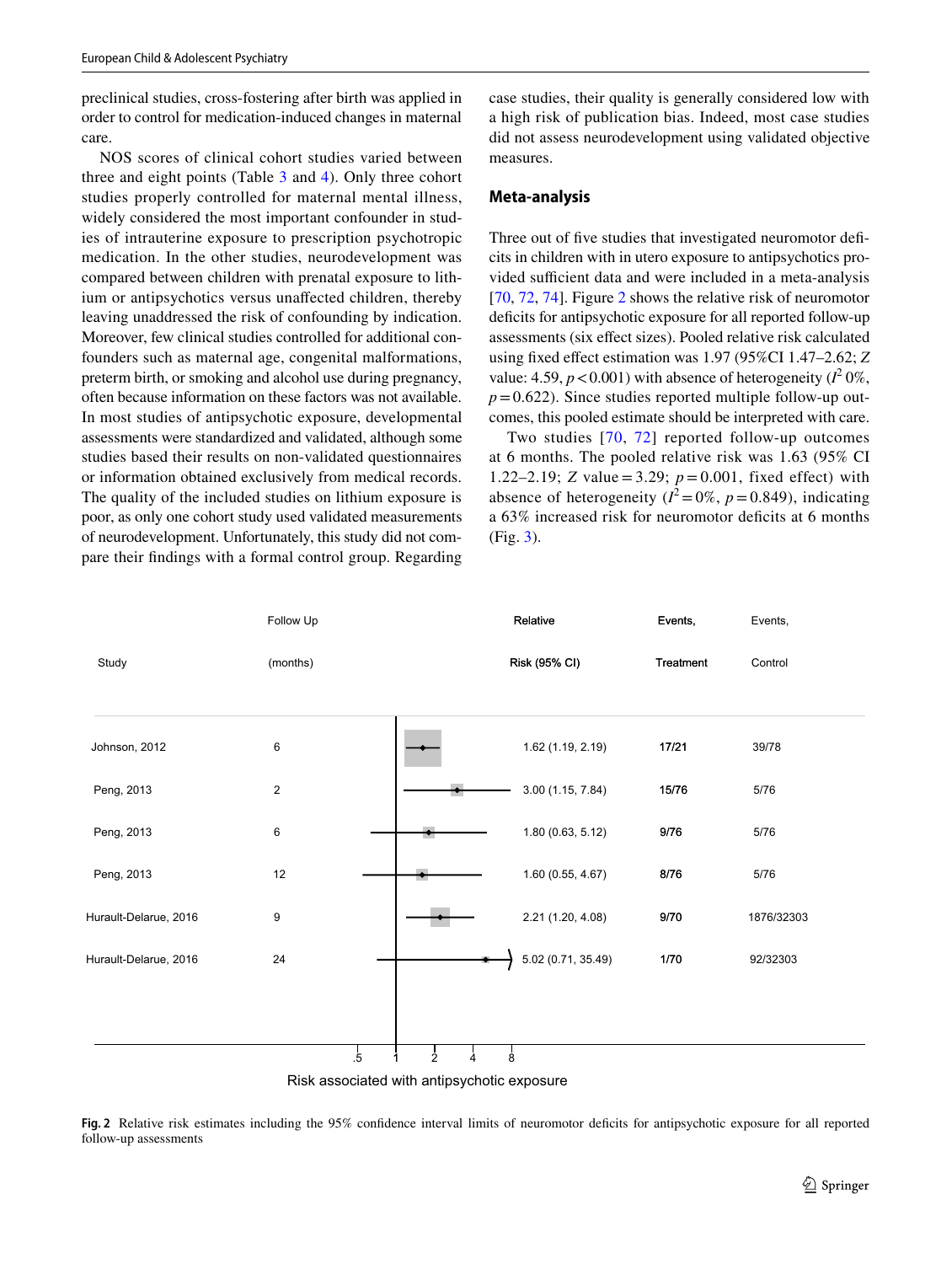preclinical studies, cross-fostering after birth was applied in order to control for medication-induced changes in maternal care.

NOS scores of clinical cohort studies varied between three and eight points (Table 3 and 4). Only three cohort studies properly controlled for maternal mental illness, widely considered the most important confounder in studies of intrauterine exposure to prescription psychotropic medication. In the other studies, neurodevelopment was compared between children with prenatal exposure to lithium or antipsychotics versus unaffected children, thereby leaving unaddressed the risk of confounding by indication. Moreover, few clinical studies controlled for additional confounders such as maternal age, congenital malformations, preterm birth, or smoking and alcohol use during pregnancy, often because information on these factors was not available. In most studies of antipsychotic exposure, developmental assessments were standardized and validated, although some studies based their results on non-validated questionnaires or information obtained exclusively from medical records. The quality of the included studies on lithium exposure is poor, as only one cohort study used validated measurements of neurodevelopment. Unfortunately, this study did not compare their findings with a formal control group. Regarding case studies, their quality is generally considered low with a high risk of publication bias. Indeed, most case studies did not assess neurodevelopment using validated objective measures.

## Meta-analysis

Three out of five studies that investigated neuromotor deficits in children with in utero exposure to antipsychotics provided sufficient data and were included in a meta-analysis [70, 72, 74]. Figure 2 shows the relative risk of neuromotor deficits for antipsychotic exposure for all reported follow-up assessments (six effect sizes). Pooled relative risk calculated using fixed effect estimation was 1.97 (95%CI 1.47–2.62; $Z$ value: 4.59, $p < 0.001$) with absence of heterogeneity ($I^2$ 0%, $p = 0.622$). Since studies reported multiple follow-up outcomes, this pooled estimate should be interpreted with care.

Two studies [70, 72] reported follow-up outcomes at 6 months. The pooled relative risk was 1.63 (95% CI 1.22–2.19; $Z$ value = 3.29; $p = 0.001$, fixed effect) with absence of heterogeneity ($I^2 = 0\%$, $p = 0.849$), indicating a 63% increased risk for neuromotor deficits at 6 months (Fig. 3).

| Study | Follow Up (months) | Relative Risk (95% CI) | Events, Treatment | Events, Control |
|---|---|---|---|---|
| Johnson, 2012 | 6 | 1.62 (1.19, 2.19) | 17/21 | 39/78 |
| Peng, 2013 | 2 | 3.00 (1.15, 7.84) | 15/76 | 5/76 |
| Peng, 2013 | 6 | 1.80 (0.63, 5.12) | 9/76 | 5/76 |
| Peng, 2013 | 12 | 1.60 (0.55, 4.67) | 8/76 | 5/76 |
| Hurault-Delarue, 2016 | 9 | 2.21 (1.20, 4.08) | 9/70 | 1876/32303 |
| Hurault-Delarue, 2016 | 24 | 5.02 (0.71, 35.49) | 1/70 | 92/32303 |

Risk associated with antipsychotic exposure

**Fig. 2** Relative risk estimates including the 95% confidence interval limits of neuromotor deficits for antipsychotic exposure for all reported follow-up assessments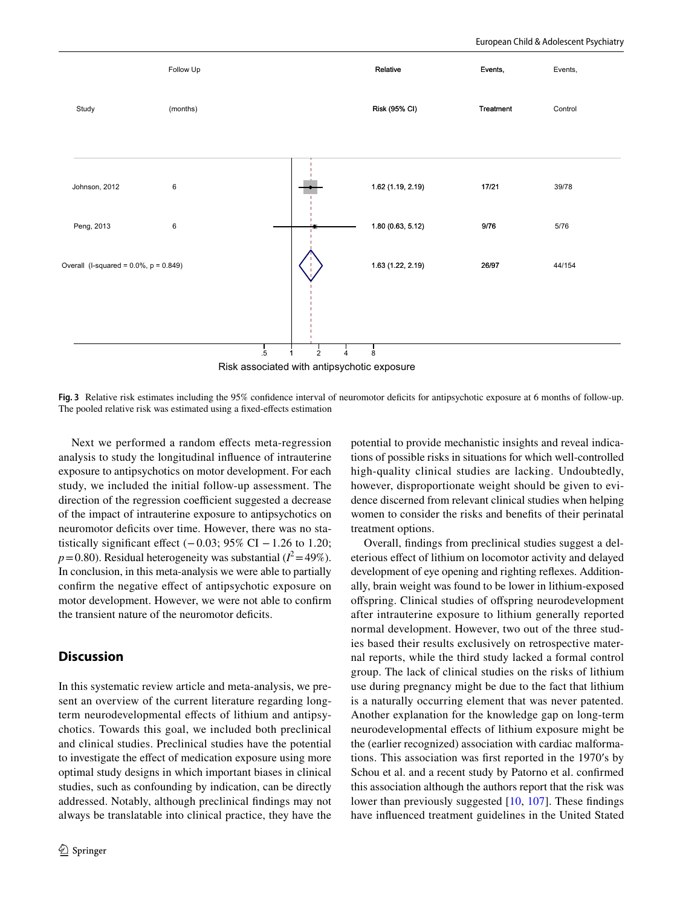| Study | Follow Up (months) | Relative Risk (95% CI) | Events, Treatment | Events, Control |
| --- | --- | --- | --- | --- |
| Johnson, 2012 | 6 | 1.62 (1.19, 2.19) | 17/21 | 39/78 |
| Peng, 2013 | 6 | 1.80 (0.63, 5.12) | 9/76 | 5/76 |
| Overall (I-squared = 0.0%, p = 0.849) | | 1.63 (1.22, 2.19) | 26/97 | 44/154 |

Risk associated with antipsychotic exposure

**Fig. 3** Relative risk estimates including the 95% confidence interval of neuromotor deficits for antipsychotic exposure at 6 months of follow-up. The pooled relative risk was estimated using a fixed-effects estimation

Next we performed a random effects meta-regression analysis to study the longitudinal influence of intrauterine exposure to antipsychotics on motor development. For each study, we included the initial follow-up assessment. The direction of the regression coefficient suggested a decrease of the impact of intrauterine exposure to antipsychotics on neuromotor deficits over time. However, there was no statistically significant effect (− 0.03; 95% CI − 1.26 to 1.20; $p = 0.80$). Residual heterogeneity was substantial ($I^2 = 49\%$). In conclusion, in this meta-analysis we were able to partially confirm the negative effect of antipsychotic exposure on motor development. However, we were not able to confirm the transient nature of the neuromotor deficits.

## Discussion

In this systematic review article and meta-analysis, we present an overview of the current literature regarding long-term neurodevelopmental effects of lithium and antipsychotics. Towards this goal, we included both preclinical and clinical studies. Preclinical studies have the potential to investigate the effect of medication exposure using more optimal study designs in which important biases in clinical studies, such as confounding by indication, can be directly addressed. Notably, although preclinical findings may not always be translatable into clinical practice, they have the potential to provide mechanistic insights and reveal indications of possible risks in situations for which well-controlled high-quality clinical studies are lacking. Undoubtedly, however, disproportionate weight should be given to evidence discerned from relevant clinical studies when helping women to consider the risks and benefits of their perinatal treatment options.

Overall, findings from preclinical studies suggest a deleterious effect of lithium on locomotor activity and delayed development of eye opening and righting reflexes. Additionally, brain weight was found to be lower in lithium-exposed offspring. Clinical studies of offspring neurodevelopment after intrauterine exposure to lithium generally reported normal development. However, two out of the three studies based their results exclusively on retrospective maternal reports, while the third study lacked a formal control group. The lack of clinical studies on the risks of lithium use during pregnancy might be due to the fact that lithium is a naturally occurring element that was never patented. Another explanation for the knowledge gap on long-term neurodevelopmental effects of lithium exposure might be the (earlier recognized) association with cardiac malformations. This association was first reported in the 1970′s by Schou et al. and a recent study by Patorno et al. confirmed this association although the authors report that the risk was lower than previously suggested [10, 107]. These findings have influenced treatment guidelines in the United Stated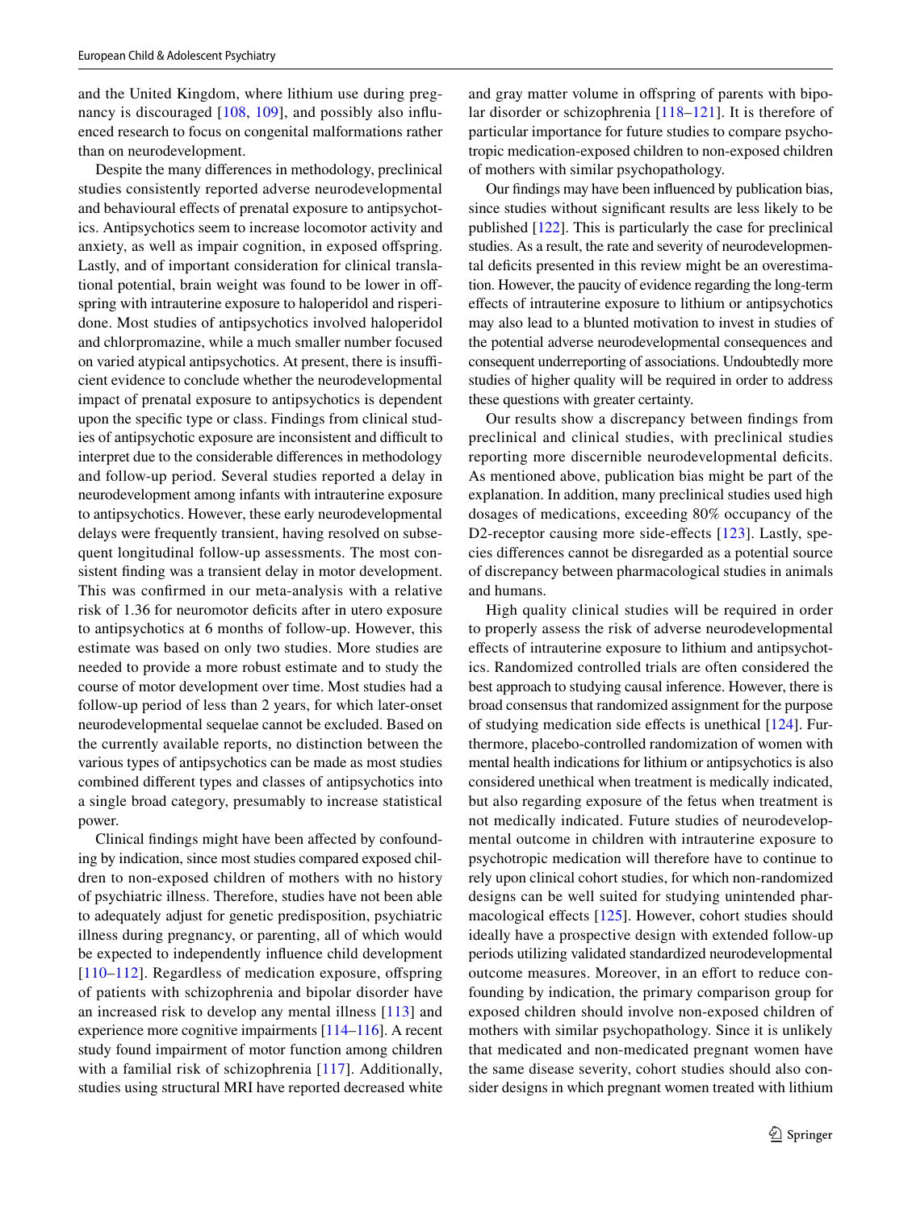and the United Kingdom, where lithium use during pregnancy is discouraged [108, 109], and possibly also influenced research to focus on congenital malformations rather than on neurodevelopment.

Despite the many differences in methodology, preclinical studies consistently reported adverse neurodevelopmental and behavioural effects of prenatal exposure to antipsychotics. Antipsychotics seem to increase locomotor activity and anxiety, as well as impair cognition, in exposed offspring. Lastly, and of important consideration for clinical translational potential, brain weight was found to be lower in offspring with intrauterine exposure to haloperidol and risperidone. Most studies of antipsychotics involved haloperidol and chlorpromazine, while a much smaller number focused on varied atypical antipsychotics. At present, there is insufficient evidence to conclude whether the neurodevelopmental impact of prenatal exposure to antipsychotics is dependent upon the specific type or class. Findings from clinical studies of antipsychotic exposure are inconsistent and difficult to interpret due to the considerable differences in methodology and follow-up period. Several studies reported a delay in neurodevelopment among infants with intrauterine exposure to antipsychotics. However, these early neurodevelopmental delays were frequently transient, having resolved on subsequent longitudinal follow-up assessments. The most consistent finding was a transient delay in motor development. This was confirmed in our meta-analysis with a relative risk of 1.36 for neuromotor deficits after in utero exposure to antipsychotics at 6 months of follow-up. However, this estimate was based on only two studies. More studies are needed to provide a more robust estimate and to study the course of motor development over time. Most studies had a follow-up period of less than 2 years, for which later-onset neurodevelopmental sequelae cannot be excluded. Based on the currently available reports, no distinction between the various types of antipsychotics can be made as most studies combined different types and classes of antipsychotics into a single broad category, presumably to increase statistical power.

Clinical findings might have been affected by confounding by indication, since most studies compared exposed children to non-exposed children of mothers with no history of psychiatric illness. Therefore, studies have not been able to adequately adjust for genetic predisposition, psychiatric illness during pregnancy, or parenting, all of which would be expected to independently influence child development [110–112]. Regardless of medication exposure, offspring of patients with schizophrenia and bipolar disorder have an increased risk to develop any mental illness [113] and experience more cognitive impairments [114–116]. A recent study found impairment of motor function among children with a familial risk of schizophrenia [117]. Additionally, studies using structural MRI have reported decreased white and gray matter volume in offspring of parents with bipolar disorder or schizophrenia [118–121]. It is therefore of particular importance for future studies to compare psychotropic medication-exposed children to non-exposed children of mothers with similar psychopathology.

Our findings may have been influenced by publication bias, since studies without significant results are less likely to be published [122]. This is particularly the case for preclinical studies. As a result, the rate and severity of neurodevelopmental deficits presented in this review might be an overestimation. However, the paucity of evidence regarding the long-term effects of intrauterine exposure to lithium or antipsychotics may also lead to a blunted motivation to invest in studies of the potential adverse neurodevelopmental consequences and consequent underreporting of associations. Undoubtedly more studies of higher quality will be required in order to address these questions with greater certainty.

Our results show a discrepancy between findings from preclinical and clinical studies, with preclinical studies reporting more discernible neurodevelopmental deficits. As mentioned above, publication bias might be part of the explanation. In addition, many preclinical studies used high dosages of medications, exceeding 80% occupancy of the D2-receptor causing more side-effects [123]. Lastly, species differences cannot be disregarded as a potential source of discrepancy between pharmacological studies in animals and humans.

High quality clinical studies will be required in order to properly assess the risk of adverse neurodevelopmental effects of intrauterine exposure to lithium and antipsychotics. Randomized controlled trials are often considered the best approach to studying causal inference. However, there is broad consensus that randomized assignment for the purpose of studying medication side effects is unethical [124]. Furthermore, placebo-controlled randomization of women with mental health indications for lithium or antipsychotics is also considered unethical when treatment is medically indicated, but also regarding exposure of the fetus when treatment is not medically indicated. Future studies of neurodevelopmental outcome in children with intrauterine exposure to psychotropic medication will therefore have to continue to rely upon clinical cohort studies, for which non-randomized designs can be well suited for studying unintended pharmacological effects [125]. However, cohort studies should ideally have a prospective design with extended follow-up periods utilizing validated standardized neurodevelopmental outcome measures. Moreover, in an effort to reduce confounding by indication, the primary comparison group for exposed children should involve non-exposed children of mothers with similar psychopathology. Since it is unlikely that medicated and non-medicated pregnant women have the same disease severity, cohort studies should also consider designs in which pregnant women treated with lithium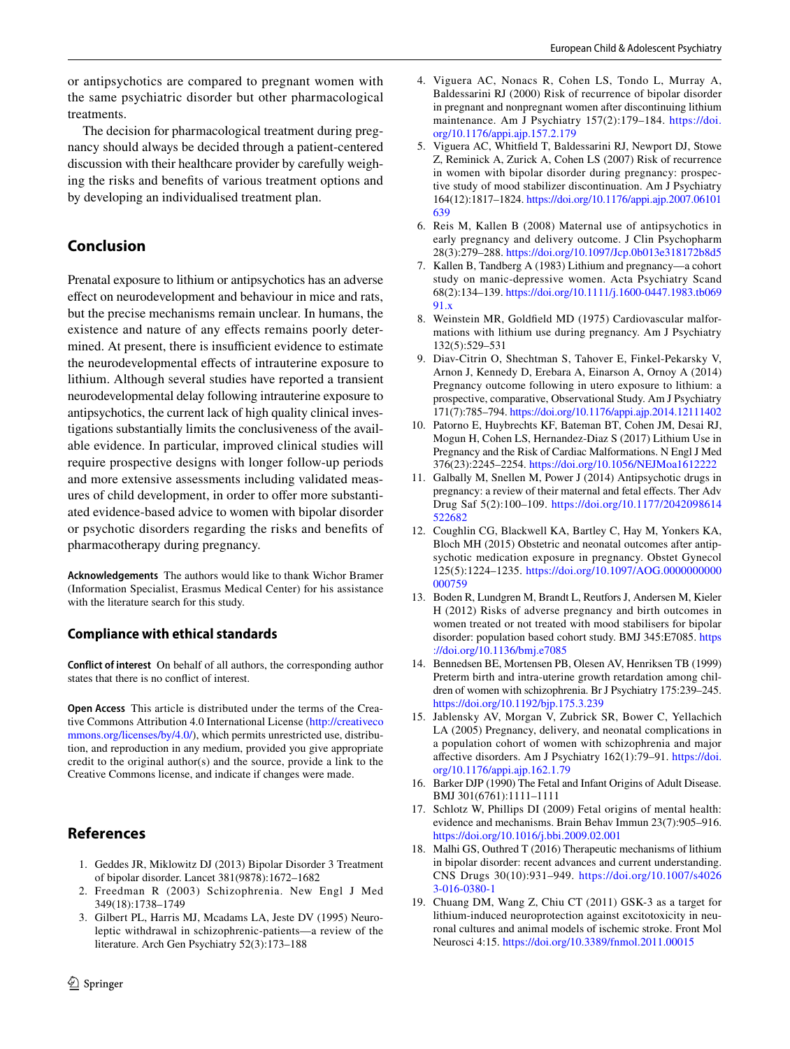or antipsychotics are compared to pregnant women with the same psychiatric disorder but other pharmacological treatments.

The decision for pharmacological treatment during pregnancy should always be decided through a patient-centered discussion with their healthcare provider by carefully weighing the risks and benefits of various treatment options and by developing an individualised treatment plan.

## Conclusion

Prenatal exposure to lithium or antipsychotics has an adverse effect on neurodevelopment and behaviour in mice and rats, but the precise mechanisms remain unclear. In humans, the existence and nature of any effects remains poorly determined. At present, there is insufficient evidence to estimate the neurodevelopmental effects of intrauterine exposure to lithium. Although several studies have reported a transient neurodevelopmental delay following intrauterine exposure to antipsychotics, the current lack of high quality clinical investigations substantially limits the conclusiveness of the available evidence. In particular, improved clinical studies will require prospective designs with longer follow-up periods and more extensive assessments including validated measures of child development, in order to offer more substantiated evidence-based advice to women with bipolar disorder or psychotic disorders regarding the risks and benefits of pharmacotherapy during pregnancy.

**Acknowledgements** The authors would like to thank Wichor Bramer (Information Specialist, Erasmus Medical Center) for his assistance with the literature search for this study.

### Compliance with ethical standards

**Conflict of interest** On behalf of all authors, the corresponding author states that there is no conflict of interest.

**Open Access** This article is distributed under the terms of the Creative Commons Attribution 4.0 International License (http://creativecommons.org/licenses/by/4.0/), which permits unrestricted use, distribution, and reproduction in any medium, provided you give appropriate credit to the original author(s) and the source, provide a link to the Creative Commons license, and indicate if changes were made.

## References

1. Geddes JR, Miklowitz DJ (2013) Bipolar Disorder 3 Treatment of bipolar disorder. Lancet 381(9878):1672–1682
2. Freedman R (2003) Schizophrenia. New Engl J Med 349(18):1738–1749
3. Gilbert PL, Harris MJ, Mcadams LA, Jeste DV (1995) Neuroleptic withdrawal in schizophrenic-patients—a review of the literature. Arch Gen Psychiatry 52(3):173–188
4. Viguera AC, Nonacs R, Cohen LS, Tondo L, Murray A, Baldessarini RJ (2000) Risk of recurrence of bipolar disorder in pregnant and nonpregnant women after discontinuing lithium maintenance. Am J Psychiatry 157(2):179–184. https://doi.org/10.1176/appi.ajp.157.2.179
5. Viguera AC, Whitfield T, Baldessarini RJ, Newport DJ, Stowe Z, Reminick A, Zurick A, Cohen LS (2007) Risk of recurrence in women with bipolar disorder during pregnancy: prospective study of mood stabilizer discontinuation. Am J Psychiatry 164(12):1817–1824. https://doi.org/10.1176/appi.ajp.2007.06101639
6. Reis M, Kallen B (2008) Maternal use of antipsychotics in early pregnancy and delivery outcome. J Clin Psychopharm 28(3):279–288. https://doi.org/10.1097/Jcp.0b013e318172b8d5
7. Kallen B, Tandberg A (1983) Lithium and pregnancy—a cohort study on manic-depressive women. Acta Psychiatry Scand 68(2):134–139. https://doi.org/10.1111/j.1600-0447.1983.tb06991.x
8. Weinstein MR, Goldfield MD (1975) Cardiovascular malformations with lithium use during pregnancy. Am J Psychiatry 132(5):529–531
9. Diav-Citrin O, Shechtman S, Tahover E, Finkel-Pekarsky V, Arnon J, Kennedy D, Erebara A, Einarson A, Ornoy A (2014) Pregnancy outcome following in utero exposure to lithium: a prospective, comparative, Observational Study. Am J Psychiatry 171(7):785–794. https://doi.org/10.1176/appi.ajp.2014.12111402
10. Patorno E, Huybrechts KF, Bateman BT, Cohen JM, Desai RJ, Mogun H, Cohen LS, Hernandez-Diaz S (2017) Lithium Use in Pregnancy and the Risk of Cardiac Malformations. N Engl J Med 376(23):2245–2254. https://doi.org/10.1056/NEJMoa1612222
11. Galbally M, Snellen M, Power J (2014) Antipsychotic drugs in pregnancy: a review of their maternal and fetal effects. Ther Adv Drug Saf 5(2):100–109. https://doi.org/10.1177/2042098614522682
12. Coughlin CG, Blackwell KA, Bartley C, Hay M, Yonkers KA, Bloch MH (2015) Obstetric and neonatal outcomes after antipsychotic medication exposure in pregnancy. Obstet Gynecol 125(5):1224–1235. https://doi.org/10.1097/AOG.0000000000000759
13. Boden R, Lundgren M, Brandt L, Reutfors J, Andersen M, Kieler H (2012) Risks of adverse pregnancy and birth outcomes in women treated or not treated with mood stabilisers for bipolar disorder: population based cohort study. BMJ 345:E7085. https://doi.org/10.1136/bmj.e7085
14. Bennedsen BE, Mortensen PB, Olesen AV, Henriksen TB (1999) Preterm birth and intra-uterine growth retardation among children of women with schizophrenia. Br J Psychiatry 175:239–245. https://doi.org/10.1192/bjp.175.3.239
15. Jablensky AV, Morgan V, Zubrick SR, Bower C, Yellachich LA (2005) Pregnancy, delivery, and neonatal complications in a population cohort of women with schizophrenia and major affective disorders. Am J Psychiatry 162(1):79–91. https://doi.org/10.1176/appi.ajp.162.1.79
16. Barker DJP (1990) The Fetal and Infant Origins of Adult Disease. BMJ 301(6761):1111–1111
17. Schlotz W, Phillips DI (2009) Fetal origins of mental health: evidence and mechanisms. Brain Behav Immun 23(7):905–916. https://doi.org/10.1016/j.bbi.2009.02.001
18. Malhi GS, Outhred T (2016) Therapeutic mechanisms of lithium in bipolar disorder: recent advances and current understanding. CNS Drugs 30(10):931–949. https://doi.org/10.1007/s40263-016-0380-1
19. Chuang DM, Wang Z, Chiu CT (2011) GSK-3 as a target for lithium-induced neuroprotection against excitotoxicity in neuronal cultures and animal models of ischemic stroke. Front Mol Neurosci 4:15. https://doi.org/10.3389/fnmol.2011.00015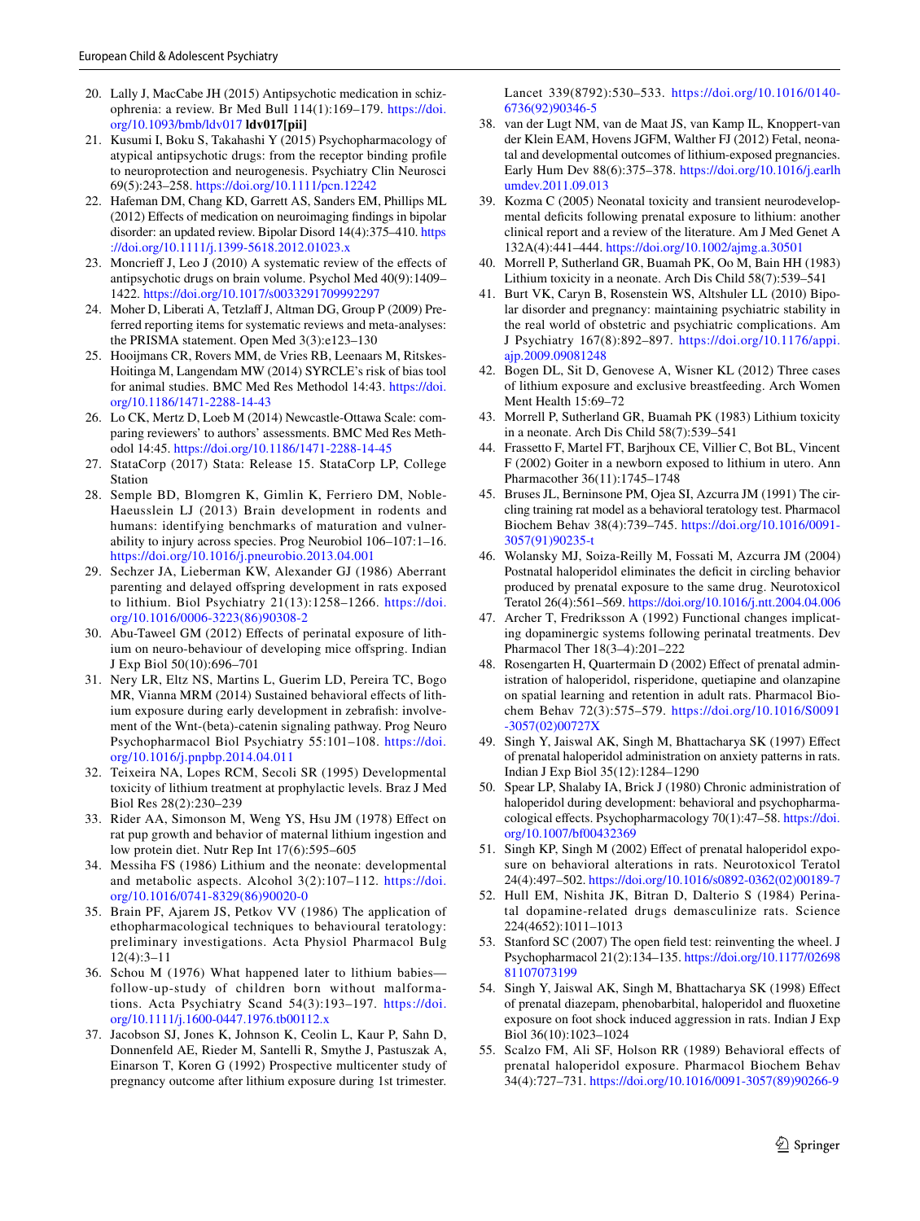20. Lally J, MacCabe JH (2015) Antipsychotic medication in schizophrenia: a review. Br Med Bull 114(1):169–179. https://doi.org/10.1093/bmb/ldv017 **ldv017[pii]**
21. Kusumi I, Boku S, Takahashi Y (2015) Psychopharmacology of atypical antipsychotic drugs: from the receptor binding profile to neuroprotection and neurogenesis. Psychiatry Clin Neurosci 69(5):243–258. https://doi.org/10.1111/pcn.12242
22. Hafeman DM, Chang KD, Garrett AS, Sanders EM, Phillips ML (2012) Effects of medication on neuroimaging findings in bipolar disorder: an updated review. Bipolar Disord 14(4):375–410. https://doi.org/10.1111/j.1399-5618.2012.01023.x
23. Moncrieff J, Leo J (2010) A systematic review of the effects of antipsychotic drugs on brain volume. Psychol Med 40(9):1409–1422. https://doi.org/10.1017/s0033291709992297
24. Moher D, Liberati A, Tetzlaff J, Altman DG, Group P (2009) Preferred reporting items for systematic reviews and meta-analyses: the PRISMA statement. Open Med 3(3):e123–130
25. Hooijmans CR, Rovers MM, de Vries RB, Leenaars M, Ritskes-Hoitinga M, Langendam MW (2014) SYRCLE's risk of bias tool for animal studies. BMC Med Res Methodol 14:43. https://doi.org/10.1186/1471-2288-14-43
26. Lo CK, Mertz D, Loeb M (2014) Newcastle-Ottawa Scale: comparing reviewers' to authors' assessments. BMC Med Res Methodol 14:45. https://doi.org/10.1186/1471-2288-14-45
27. StataCorp (2017) Stata: Release 15. StataCorp LP, College Station
28. Semple BD, Blomgren K, Gimlin K, Ferriero DM, Noble-Haeusslein LJ (2013) Brain development in rodents and humans: identifying benchmarks of maturation and vulnerability to injury across species. Prog Neurobiol 106–107:1–16. https://doi.org/10.1016/j.pneurobio.2013.04.001
29. Sechzer JA, Lieberman KW, Alexander GJ (1986) Aberrant parenting and delayed offspring development in rats exposed to lithium. Biol Psychiatry 21(13):1258–1266. https://doi.org/10.1016/0006-3223(86)90308-2
30. Abu-Taweel GM (2012) Effects of perinatal exposure of lithium on neuro-behaviour of developing mice offspring. Indian J Exp Biol 50(10):696–701
31. Nery LR, Eltz NS, Martins L, Guerim LD, Pereira TC, Bogo MR, Vianna MRM (2014) Sustained behavioral effects of lithium exposure during early development in zebrafish: involvement of the Wnt-(beta)-catenin signaling pathway. Prog Neuro Psychopharmacol Biol Psychiatry 55:101–108. https://doi.org/10.1016/j.pnpbp.2014.04.011
32. Teixeira NA, Lopes RCM, Secoli SR (1995) Developmental toxicity of lithium treatment at prophylactic levels. Braz J Med Biol Res 28(2):230–239
33. Rider AA, Simonson M, Weng YS, Hsu JM (1978) Effect on rat pup growth and behavior of maternal lithium ingestion and low protein diet. Nutr Rep Int 17(6):595–605
34. Messiha FS (1986) Lithium and the neonate: developmental and metabolic aspects. Alcohol 3(2):107–112. https://doi.org/10.1016/0741-8329(86)90020-0
35. Brain PF, Ajarem JS, Petkov VV (1986) The application of ethopharmacological techniques to behavioural teratology: preliminary investigations. Acta Physiol Pharmacol Bulg 12(4):3–11
36. Schou M (1976) What happened later to lithium babies—follow-up-study of children born without malformations. Acta Psychiatry Scand 54(3):193–197. https://doi.org/10.1111/j.1600-0447.1976.tb00112.x
37. Jacobson SJ, Jones K, Johnson K, Ceolin L, Kaur P, Sahn D, Donnenfeld AE, Rieder M, Santelli R, Smythe J, Pastuszak A, Einarson T, Koren G (1992) Prospective multicenter study of pregnancy outcome after lithium exposure during 1st trimester. Lancet 339(8792):530–533. https://doi.org/10.1016/0140-6736(92)90346-5
38. van der Lugt NM, van de Maat JS, van Kamp IL, Knoppert-van der Klein EAM, Hovens JGFM, Walther FJ (2012) Fetal, neonatal and developmental outcomes of lithium-exposed pregnancies. Early Hum Dev 88(6):375–378. https://doi.org/10.1016/j.earlhumdev.2011.09.013
39. Kozma C (2005) Neonatal toxicity and transient neurodevelopmental deficits following prenatal exposure to lithium: another clinical report and a review of the literature. Am J Med Genet A 132A(4):441–444. https://doi.org/10.1002/ajmg.a.30501
40. Morrell P, Sutherland GR, Buamah PK, Oo M, Bain HH (1983) Lithium toxicity in a neonate. Arch Dis Child 58(7):539–541
41. Burt VK, Caryn B, Rosenstein WS, Altshuler LL (2010) Bipolar disorder and pregnancy: maintaining psychiatric stability in the real world of obstetric and psychiatric complications. Am J Psychiatry 167(8):892–897. https://doi.org/10.1176/appi.ajp.2009.09081248
42. Bogen DL, Sit D, Genovese A, Wisner KL (2012) Three cases of lithium exposure and exclusive breastfeeding. Arch Women Ment Health 15:69–72
43. Morrell P, Sutherland GR, Buamah PK (1983) Lithium toxicity in a neonate. Arch Dis Child 58(7):539–541
44. Frassetto F, Martel FT, Barjhoux CE, Villier C, Bot BL, Vincent F (2002) Goiter in a newborn exposed to lithium in utero. Ann Pharmacother 36(11):1745–1748
45. Bruses JL, Berninsone PM, Ojea SI, Azcurra JM (1991) The circling training rat model as a behavioral teratology test. Pharmacol Biochem Behav 38(4):739–745. https://doi.org/10.1016/0091-3057(91)90235-t
46. Wolansky MJ, Soiza-Reilly M, Fossati M, Azcurra JM (2004) Postnatal haloperidol eliminates the deficit in circling behavior produced by prenatal exposure to the same drug. Neurotoxicol Teratol 26(4):561–569. https://doi.org/10.1016/j.ntt.2004.04.006
47. Archer T, Fredriksson A (1992) Functional changes implicating dopaminergic systems following perinatal treatments. Dev Pharmacol Ther 18(3–4):201–222
48. Rosengarten H, Quartermain D (2002) Effect of prenatal administration of haloperidol, risperidone, quetiapine and olanzapine on spatial learning and retention in adult rats. Pharmacol Biochem Behav 72(3):575–579. https://doi.org/10.1016/S0091-3057(02)00727X
49. Singh Y, Jaiswal AK, Singh M, Bhattacharya SK (1997) Effect of prenatal haloperidol administration on anxiety patterns in rats. Indian J Exp Biol 35(12):1284–1290
50. Spear LP, Shalaby IA, Brick J (1980) Chronic administration of haloperidol during development: behavioral and psychopharmacological effects. Psychopharmacology 70(1):47–58. https://doi.org/10.1007/bf00432369
51. Singh KP, Singh M (2002) Effect of prenatal haloperidol exposure on behavioral alterations in rats. Neurotoxicol Teratol 24(4):497–502. https://doi.org/10.1016/s0892-0362(02)00189-7
52. Hull EM, Nishita JK, Bitran D, Dalterio S (1984) Perinatal dopamine-related drugs demasculinize rats. Science 224(4652):1011–1013
53. Stanford SC (2007) The open field test: reinventing the wheel. J Psychopharmacol 21(2):134–135. https://doi.org/10.1177/0269881107073199
54. Singh Y, Jaiswal AK, Singh M, Bhattacharya SK (1998) Effect of prenatal diazepam, phenobarbital, haloperidol and fluoxetine exposure on foot shock induced aggression in rats. Indian J Exp Biol 36(10):1023–1024
55. Scalzo FM, Ali SF, Holson RR (1989) Behavioral effects of prenatal haloperidol exposure. Pharmacol Biochem Behav 34(4):727–731. https://doi.org/10.1016/0091-3057(89)90266-9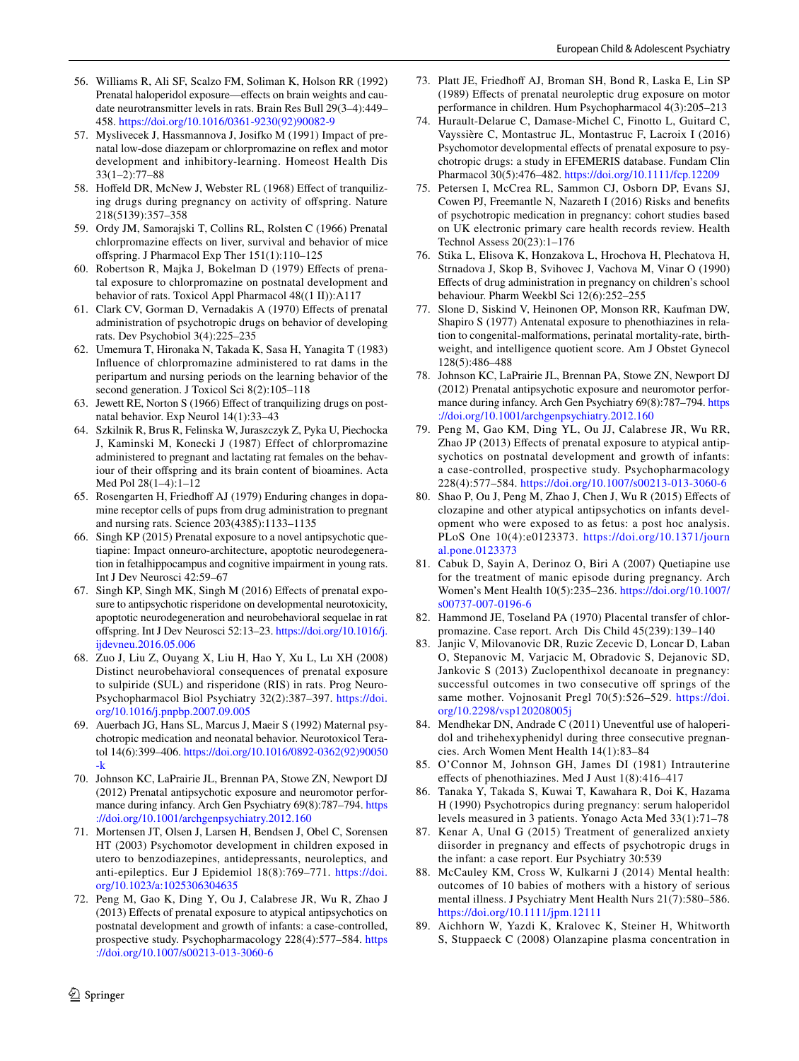56. Williams R, Ali SF, Scalzo FM, Soliman K, Holson RR (1992) Prenatal haloperidol exposure—effects on brain weights and caudate neurotransmitter levels in rats. Brain Res Bull 29(3–4):449–458. https://doi.org/10.1016/0361-9230(92)90082-9
57. Myslivecek J, Hassmannova J, Josifko M (1991) Impact of prenatal low-dose diazepam or chlorpromazine on reflex and motor development and inhibitory-learning. Homeost Health Dis 33(1–2):77–88
58. Hoffeld DR, McNew J, Webster RL (1968) Effect of tranquilizing drugs during pregnancy on activity of offspring. Nature 218(5139):357–358
59. Ordy JM, Samorajski T, Collins RL, Rolsten C (1966) Prenatal chlorpromazine effects on liver, survival and behavior of mice offspring. J Pharmacol Exp Ther 151(1):110–125
60. Robertson R, Majka J, Bokelman D (1979) Effects of prenatal exposure to chlorpromazine on postnatal development and behavior of rats. Toxicol Appl Pharmacol 48((1 II)):A117
61. Clark CV, Gorman D, Vernadakis A (1970) Effects of prenatal administration of psychotropic drugs on behavior of developing rats. Dev Psychobiol 3(4):225–235
62. Umemura T, Hironaka N, Takada K, Sasa H, Yanagita T (1983) Influence of chlorpromazine administered to rat dams in the peripartum and nursing periods on the learning behavior of the second generation. J Toxicol Sci 8(2):105–118
63. Jewett RE, Norton S (1966) Effect of tranquilizing drugs on postnatal behavior. Exp Neurol 14(1):33–43
64. Szklnik R, Brus R, Felinska W, Juraszczyk Z, Pyka U, Piechocka J, Kaminski M, Konecki J (1987) Effect of chlorpromazine administered to pregnant and lactating rat females on the behaviour of their offspring and its brain content of bioamines. Acta Med Pol 28(1–4):1–12
65. Rosengarten H, Friedhoff AJ (1979) Enduring changes in dopamine receptor cells of pups from drug administration to pregnant and nursing rats. Science 203(4385):1133–1135
66. Singh KP (2015) Prenatal exposure to a novel antipsychotic quetiapine: Impact onneuro-architecture, apoptotic neurodegeneration in fetalhippocampus and cognitive impairment in young rats. Int J Dev Neurosci 42:59–67
67. Singh KP, Singh MK, Singh M (2016) Effects of prenatal exposure to antipsychotic risperidone on developmental neurotoxicity, apoptotic neurodegeneration and neurobehavioral sequelae in rat offspring. Int J Dev Neurosci 52:13–23. https://doi.org/10.1016/j.ijdevneu.2016.05.006
68. Zuo J, Liu Z, Ouyang X, Liu H, Hao Y, Xu L, Lu XH (2008) Distinct neurobehavioral consequences of prenatal exposure to sulpiride (SUL) and risperidone (RIS) in rats. Prog Neuro-Psychopharmacol Biol Psychiatry 32(2):387–397. https://doi.org/10.1016/j.pnpbp.2007.09.005
69. Auerbach JG, Hans SL, Marcus J, Maeir S (1992) Maternal psychotropic medication and neonatal behavior. Neurotoxicol Teratol 14(6):399–406. https://doi.org/10.1016/0892-0362(92)90050-k
70. Johnson KC, LaPrairie JL, Brennan PA, Stowe ZN, Newport DJ (2012) Prenatal antipsychotic exposure and neuromotor performance during infancy. Arch Gen Psychiatry 69(8):787–794. https://doi.org/10.1001/archgenpsychiatry.2012.160
71. Mortensen JT, Olsen J, Larsen H, Bendsen J, Obel C, Sorensen HT (2003) Psychomotor development in children exposed in utero to benzodiazepines, antidepressants, neuroleptics, and anti-epileptics. Eur J Epidemiol 18(8):769–771. https://doi.org/10.1023/a:1025306304635
72. Peng M, Gao K, Ding Y, Ou J, Calabrese JR, Wu R, Zhao J (2013) Effects of prenatal exposure to atypical antipsychotics on postnatal development and growth of infants: a case-controlled, prospective study. Psychopharmacology 228(4):577–584. https://doi.org/10.1007/s00213-013-3060-6
73. Platt JE, Friedhoff AJ, Broman SH, Bond R, Laska E, Lin SP (1989) Effects of prenatal neuroleptic drug exposure on motor performance in children. Hum Psychopharmacol 4(3):205–213
74. Hurault-Delarue C, Damase-Michel C, Finotto L, Guitard C, Vayssière C, Montastruc JL, Montastruc F, Lacroix I (2016) Psychomotor developmental effects of prenatal exposure to psychotropic drugs: a study in EFEMERIS database. Fundam Clin Pharmacol 30(5):476–482. https://doi.org/10.1111/fcp.12209
75. Petersen I, McCrea RL, Sammon CJ, Osborn DP, Evans SJ, Cowen PJ, Freemantle N, Nazareth I (2016) Risks and benefits of psychotropic medication in pregnancy: cohort studies based on UK electronic primary care health records review. Health Technol Assess 20(23):1–176
76. Stika L, Elisova K, Honzakova L, Hrochova H, Plechatova H, Strnadova J, Skop B, Svihovec J, Vachova M, Vinar O (1990) Effects of drug administration in pregnancy on children's school behaviour. Pharm Weekbl Sci 12(6):252–255
77. Slone D, Siskind V, Heinonen OP, Monson RR, Kaufman DW, Shapiro S (1977) Antenatal exposure to phenothiazines in relation to congenital-malformations, perinatal mortality-rate, birthweight, and intelligence quotient score. Am J Obstet Gynecol 128(5):486–488
78. Johnson KC, LaPrairie JL, Brennan PA, Stowe ZN, Newport DJ (2012) Prenatal antipsychotic exposure and neuromotor performance during infancy. Arch Gen Psychiatry 69(8):787–794. https://doi.org/10.1001/archgenpsychiatry.2012.160
79. Peng M, Gao KM, Ding YL, Ou JJ, Calabrese JR, Wu RR, Zhao JP (2013) Effects of prenatal exposure to atypical antipsychotics on postnatal development and growth of infants: a case-controlled, prospective study. Psychopharmacology 228(4):577–584. https://doi.org/10.1007/s00213-013-3060-6
80. Shao P, Ou J, Peng M, Zhao J, Chen J, Wu R (2015) Effects of clozapine and other atypical antipsychotics on infants development who were exposed to as fetus: a post hoc analysis. PLoS One 10(4):e0123373. https://doi.org/10.1371/journal.pone.0123373
81. Cabuk D, Sayin A, Derinoz O, Biri A (2007) Quetiapine use for the treatment of manic episode during pregnancy. Arch Women's Ment Health 10(5):235–236. https://doi.org/10.1007/s00737-007-0196-6
82. Hammond JE, Toseland PA (1970) Placental transfer of chlorpromazine. Case report. Arch Dis Child 45(239):139–140
83. Janjic V, Milovanovic DR, Ruzic Zecevic D, Loncar D, Laban O, Stepanovic M, Varjacic M, Obradovic S, Dejanovic SD, Jankovic S (2013) Zuclopenthixol decanoate in pregnancy: successful outcomes in two consecutive off springs of the same mother. Vojnosanit Pregl 70(5):526–529. https://doi.org/10.2298/vsp120208005j
84. Mendhekar DN, Andrade C (2011) Uneventful use of haloperidol and trihehexyphenidyl during three consecutive pregnancies. Arch Women Ment Health 14(1):83–84
85. O'Connor M, Johnson GH, James DI (1981) Intrauterine effects of phenothiazines. Med J Aust 1(8):416–417
86. Tanaka Y, Takada S, Kuwai T, Kawahara R, Doi K, Hazama H (1990) Psychotropics during pregnancy: serum haloperidol levels measured in 3 patients. Yonago Acta Med 33(1):71–78
87. Kenar A, Unal G (2015) Treatment of generalized anxiety diisorder in pregnancy and effects of psychotropic drugs in the infant: a case report. Eur Psychiatry 30:539
88. McCauley KM, Cross W, Kulkarni J (2014) Mental health: outcomes of 10 babies of mothers with a history of serious mental illness. J Psychiatry Ment Health Nurs 21(7):580–586. https://doi.org/10.1111/jpm.12111
89. Aichhorn W, Yazdi K, Kralovec K, Steiner H, Whitworth S, Stuppaeck C (2008) Olanzapine plasma concentration in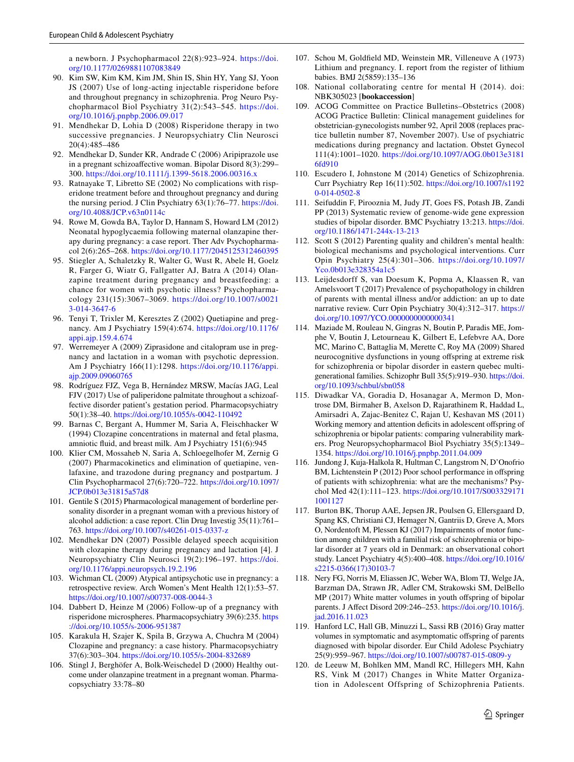a newborn. J Psychopharmacol 22(8):923–924. https://doi.org/10.1177/0269881107083849

90. Kim SW, Kim KM, Kim JM, Shin IS, Shin HY, Yang SJ, Yoon JS (2007) Use of long-acting injectable risperidone before and throughout pregnancy in schizophrenia. Prog Neuro Psychopharmacol Biol Psychiatry 31(2):543–545. https://doi.org/10.1016/j.pnpbp.2006.09.017
91. Mendhekar D, Lohia D (2008) Risperidone therapy in two successive pregnancies. J Neuropsychiatry Clin Neurosci 20(4):485–486
92. Mendhekar D, Sunder KR, Andrade C (2006) Aripiprazole use in a pregnant schizoaffective woman. Bipolar Disord 8(3):299–300. https://doi.org/10.1111/j.1399-5618.2006.00316.x
93. Ratnayake T, Libretto SE (2002) No complications with risperidone treatment before and throughout pregnancy and during the nursing period. J Clin Psychiatry 63(1):76–77. https://doi.org/10.4088/JCP.v63n0114c
94. Rowe M, Gowda BA, Taylor D, Hannam S, Howard LM (2012) Neonatal hypoglycaemia following maternal olanzapine therapy during pregnancy: a case report. Ther Adv Psychopharmacol 2(6):265–268. https://doi.org/10.1177/2045125312460395
95. Stiegler A, Schaletzky R, Walter G, Wust R, Abele H, Goelz R, Farger G, Wiatr G, Fallgatter AJ, Batra A (2014) Olanzapine treatment during pregnancy and breastfeeding: a chance for women with psychotic illness? Psychopharmacology 231(15):3067–3069. https://doi.org/10.1007/s00213-014-3647-6
96. Tenyi T, Trixler M, Keresztes Z (2002) Quetiapine and pregnancy. Am J Psychiatry 159(4):674. https://doi.org/10.1176/appi.ajp.159.4.674
97. Werremeyer A (2009) Ziprasidone and citalopram use in pregnancy and lactation in a woman with psychotic depression. Am J Psychiatry 166(11):1298. https://doi.org/10.1176/appi.ajp.2009.09060765
98. Rodríguez FJZ, Vega B, Hernández MRSW, Macías JAG, Leal FJV (2017) Use of paliperidone palmitate throughout a schizoaffective disorder patient's gestation period. Pharmacopsychiatry 50(1):38–40. https://doi.org/10.1055/s-0042-110492
99. Barnas C, Bergant A, Hummer M, Saria A, Fleischhacker W (1994) Clozapine concentrations in maternal and fetal plasma, amniotic fluid, and breast milk. Am J Psychiatry 151(6):945
100. Klier CM, Mossaheb N, Saria A, Schloegelhofer M, Zernig G (2007) Pharmacokinetics and elimination of quetiapine, venlafaxine, and trazodone during pregnancy and postpartum. J Clin Psychopharmacol 27(6):720–722. https://doi.org/10.1097/JCP.0b013e31815a57d8
101. Gentile S (2015) Pharmacological management of borderline personality disorder in a pregnant woman with a previous history of alcohol addiction: a case report. Clin Drug Investig 35(11):761–763. https://doi.org/10.1007/s40261-015-0337-z
102. Mendhekar DN (2007) Possible delayed speech acquisition with clozapine therapy during pregnancy and lactation [4]. J Neuropsychiatry Clin Neurosci 19(2):196–197. https://doi.org/10.1176/appi.neuropsych.19.2.196
103. Wichman CL (2009) Atypical antipsychotic use in pregnancy: a retrospective review. Arch Women's Ment Health 12(1):53–57. https://doi.org/10.1007/s00737-008-0044-3
104. Dabbert D, Heinze M (2006) Follow-up of a pregnancy with risperidone microspheres. Pharmacopsychiatry 39(6):235. https://doi.org/10.1055/s-2006-951387
105. Karakula H, Szajer K, Spila B, Grzywa A, Chuchra M (2004) Clozapine and pregnancy: a case history. Pharmacopsychiatry 37(6):303–304. https://doi.org/10.1055/s-2004-832689
106. Stingl J, Berghöfer A, Bolk-Weischedel D (2000) Healthy outcome under olanzapine treatment in a pregnant woman. Pharmacopsychiatry 33:78–80
107. Schou M, Goldfield MD, Weinstein MR, Villeneuve A (1973) Lithium and pregnancy. I. report from the register of lithium babies. BMJ 2(5859):135–136
108. National collaborating centre for mental H (2014). doi: NBK305023 [**bookaccession**]
109. ACOG Committee on Practice Bulletins–Obstetrics (2008) ACOG Practice Bulletin: Clinical management guidelines for obstetrician-gynecologists number 92, April 2008 (replaces practice bulletin number 87, November 2007). Use of psychiatric medications during pregnancy and lactation. Obstet Gynecol 111(4):1001–1020. https://doi.org/10.1097/AOG.0b013e31816fd910
110. Escudero I, Johnstone M (2014) Genetics of Schizophrenia. Curr Psychiatry Rep 16(11):502. https://doi.org/10.1007/s11920-014-0502-8
111. Seifuddin F, Pirooznia M, Judy JT, Goes FS, Potash JB, Zandi PP (2013) Systematic review of genome-wide gene expression studies of bipolar disorder. BMC Psychiatry 13:213. https://doi.org/10.1186/1471-244x-13-213
112. Scott S (2012) Parenting quality and children's mental health: biological mechanisms and psychological interventions. Curr Opin Psychiatry 25(4):301–306. https://doi.org/10.1097/Yco.0b013e328354a1c5
113. Leijdesdorff S, van Doesum K, Popma A, Klaassen R, van Amelsvoort T (2017) Prevalence of psychopathology in children of parents with mental illness and/or addiction: an up to date narrative review. Curr Opin Psychiatry 30(4):312–317. https://doi.org/10.1097/YCO.0000000000000341
114. Maziade M, Rouleau N, Gingras N, Boutin P, Paradis ME, Jomphe V, Boutin J, Letourneau K, Gilbert E, Lefebvre AA, Dore MC, Marino C, Battaglia M, Merette C, Roy MA (2009) Shared neurocognitive dysfunctions in young offspring at extreme risk for schizophrenia or bipolar disorder in eastern quebec multigenerational families. Schizophr Bull 35(5):919–930. https://doi.org/10.1093/schbul/sbn058
115. Diwadkar VA, Goradia D, Hosanagar A, Mermon D, Montrose DM, Birmaher B, Axelson D, Rajarathinem R, Haddad L, Amirsadri A, Zajac-Benitez C, Rajan U, Keshavan MS (2011) Working memory and attention deficits in adolescent offspring of schizophrenia or bipolar patients: comparing vulnerability markers. Prog Neuropsychopharmacol Biol Psychiatry 35(5):1349–1354. https://doi.org/10.1016/j.pnpbp.2011.04.009
116. Jundong J, Kuja-Halkola R, Hultman C, Langstrom N, D'Onofrio BM, Lichtenstein P (2012) Poor school performance in offspring of patients with schizophrenia: what are the mechanisms? Psychol Med 42(1):111–123. https://doi.org/10.1017/S0033291711001127
117. Burton BK, Thorup AAE, Jepsen JR, Poulsen G, Ellersgaard D, Spang KS, Christiani CJ, Hemager N, Gantriis D, Greve A, Mors O, Nordentoft M, Plessen KJ (2017) Impairments of motor function among children with a familial risk of schizophrenia or bipolar disorder at 7 years old in Denmark: an observational cohort study. Lancet Psychiatry 4(5):400–408. https://doi.org/10.1016/s2215-0366(17)30103-7
118. Nery FG, Norris M, Eliassen JC, Weber WA, Blom TJ, Welge JA, Barzman DA, Strawn JR, Adler CM, Strakowski SM, DelBello MP (2017) White matter volumes in youth offspring of bipolar parents. J Affect Disord 209:246–253. https://doi.org/10.1016/j.jad.2016.11.023
119. Hanford LC, Hall GB, Minuzzi L, Sassi RB (2016) Gray matter volumes in symptomatic and asymptomatic offspring of parents diagnosed with bipolar disorder. Eur Child Adolesc Psychiatry 25(9):959–967. https://doi.org/10.1007/s00787-015-0809-y
120. de Leeuw M, Bohlken MM, Mandl RC, Hillegers MH, Kahn RS, Vink M (2017) Changes in White Matter Organization in Adolescent Offspring of Schizophrenia Patients.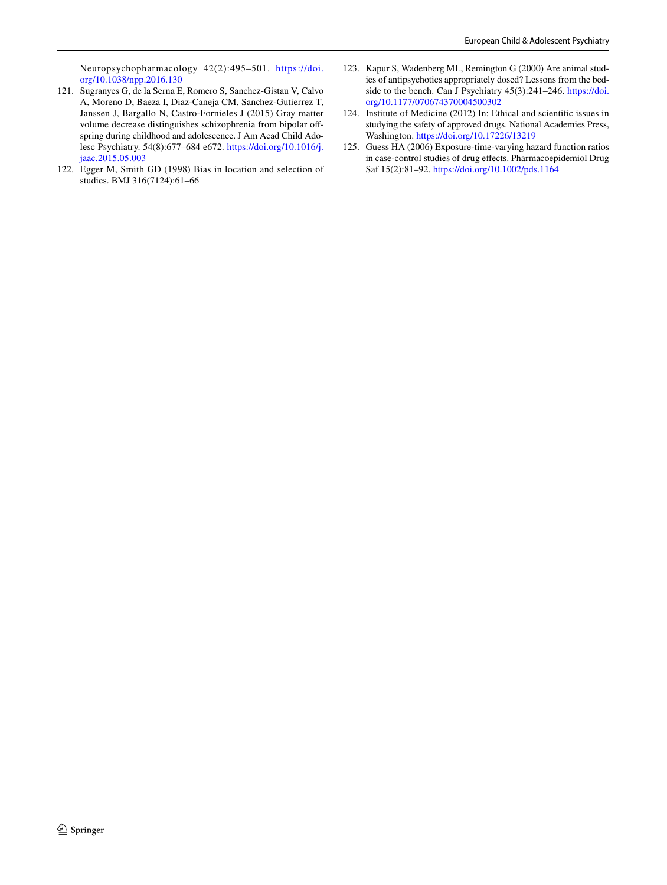Neuropsychopharmacology 42(2):495–501. https://doi.org/10.1038/npp.2016.130

121. Sugranyes G, de la Serna E, Romero S, Sanchez-Gistau V, Calvo A, Moreno D, Baeza I, Diaz-Caneja CM, Sanchez-Gutierrez T, Janssen J, Bargallo N, Castro-Fornieles J (2015) Gray matter volume decrease distinguishes schizophrenia from bipolar offspring during childhood and adolescence. J Am Acad Child Adolesc Psychiatry. 54(8):677–684 e672. https://doi.org/10.1016/j.jaac.2015.05.003
122. Egger M, Smith GD (1998) Bias in location and selection of studies. BMJ 316(7124):61–66
123. Kapur S, Wadenberg ML, Remington G (2000) Are animal studies of antipsychotics appropriately dosed? Lessons from the bedside to the bench. Can J Psychiatry 45(3):241–246. https://doi.org/10.1177/070674370004500302
124. Institute of Medicine (2012) In: Ethical and scientific issues in studying the safety of approved drugs. National Academies Press, Washington. https://doi.org/10.17226/13219
125. Guess HA (2006) Exposure-time-varying hazard function ratios in case-control studies of drug effects. Pharmacoepidemiol Drug Saf 15(2):81–92. https://doi.org/10.1002/pds.1164